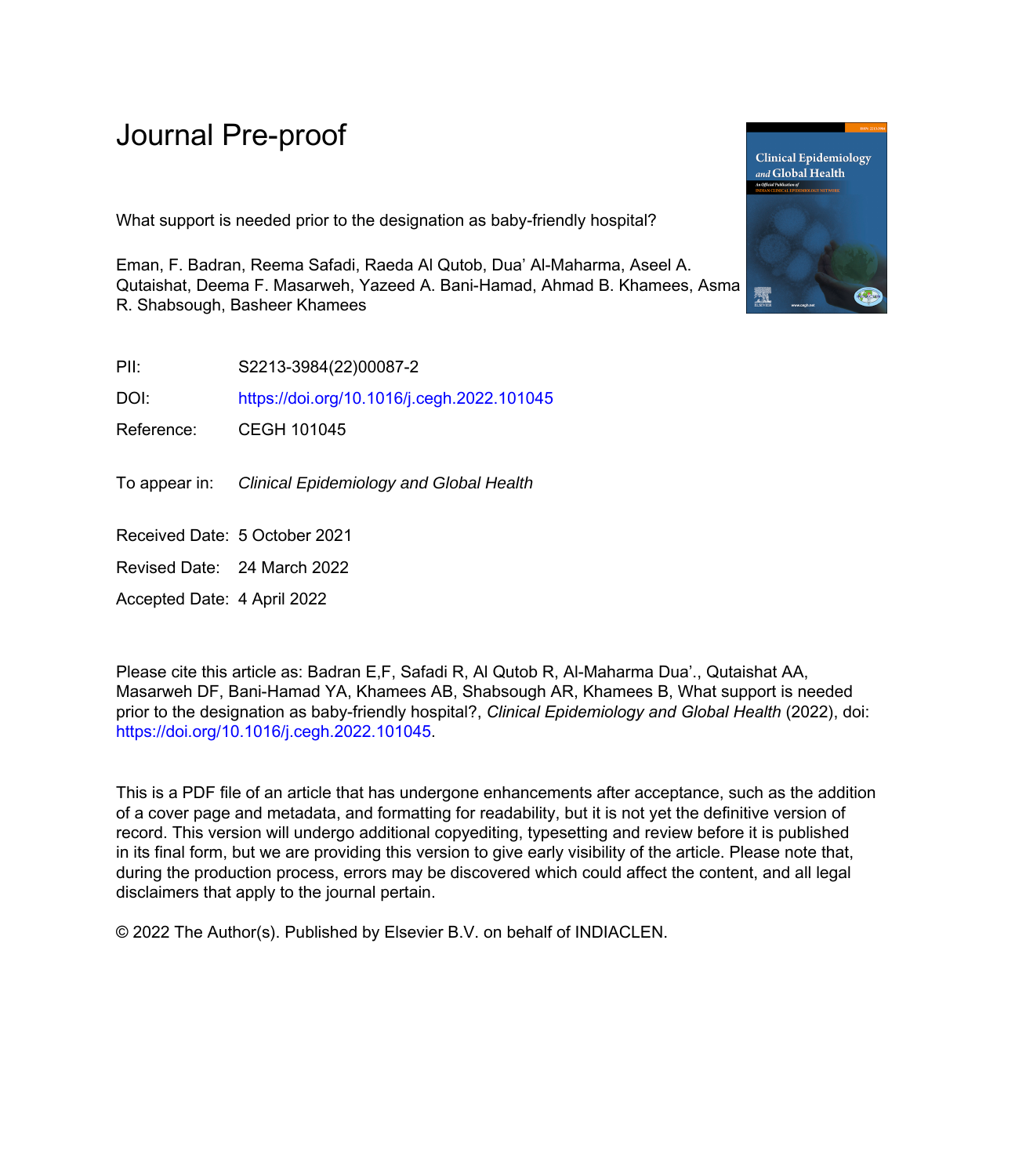# Journal Pre-proof

What support is needed prior to the designation as baby-friendly hospital?

Eman, F. Badran, Reema Safadi, Raeda Al Qutob, Dua' Al-Maharma, Aseel A. Qutaishat, Deema F. Masarweh, Yazeed A. Bani-Hamad, Ahmad B. Khamees, Asma R. Shabsough, Basheer Khamees

PII: S2213-3984(22)00087-2

DOI: https://doi.org/10.1016/j.cegh.2022.101045

Reference: CEGH 101045

To appear in: *Clinical Epidemiology and Global Health*

Received Date: 5 October 2021

Revised Date: 24 March 2022

Accepted Date: 4 April 2022

Please cite this article as: Badran E,F, Safadi R, Al Qutob R, Al-Maharma Dua'., Qutaishat AA, Masarweh DF, Bani-Hamad YA, Khamees AB, Shabsough AR, Khamees B, What support is needed prior to the designation as baby-friendly hospital?, *Clinical Epidemiology and Global Health* (2022), doi: https://doi.org/10.1016/j.cegh.2022.101045.

This is a PDF file of an article that has undergone enhancements after acceptance, such as the addition of a cover page and metadata, and formatting for readability, but it is not yet the definitive version of record. This version will undergo additional copyediting, typesetting and review before it is published in its final form, but we are providing this version to give early visibility of the article. Please note that, during the production process, errors may be discovered which could affect the content, and all legal disclaimers that apply to the journal pertain.

© 2022 The Author(s). Published by Elsevier B.V. on behalf of INDIACLEN.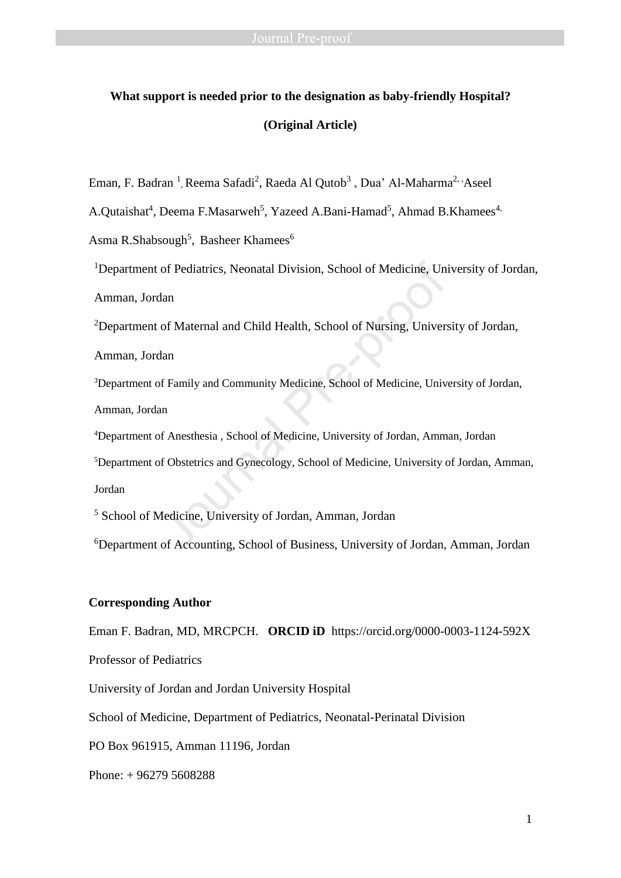**What support is needed prior to the designation as baby-friendly Hospital?**

**(Original Article)**

Eman, F. Badran [1], Reema Safadi[2], Raeda Al Qutob[3] , Dua' Al-Maharma[2], Aseel A.Qutaishat[4], Deema F.Masarweh[5], Yazeed A.Bani-Hamad[5], Ahmad B.Khamees[4], Asma R.Shabsough[5], Basheer Khamees[6]

[1]Department of Pediatrics, Neonatal Division, School of Medicine, University of Jordan, Amman, Jordan

[2]Department of Maternal and Child Health, School of Nursing, University of Jordan, Amman, Jordan

[3]Department of Family and Community Medicine, School of Medicine, University of Jordan, Amman, Jordan

[4]Department of Anesthesia , School of Medicine, University of Jordan, Amman, Jordan

[5]Department of Obstetrics and Gynecology, School of Medicine, University of Jordan, Amman, Jordan

[5] School of Medicine, University of Jordan, Amman, Jordan

[6]Department of Accounting, School of Business, University of Jordan, Amman, Jordan

**Corresponding Author**

Eman F. Badran, MD, MRCPCH. **ORCID iD** https://orcid.org/0000-0003-1124-592X

Professor of Pediatrics

University of Jordan and Jordan University Hospital

School of Medicine, Department of Pediatrics, Neonatal-Perinatal Division

PO Box 961915, Amman 11196, Jordan

Phone: + 96279 5608288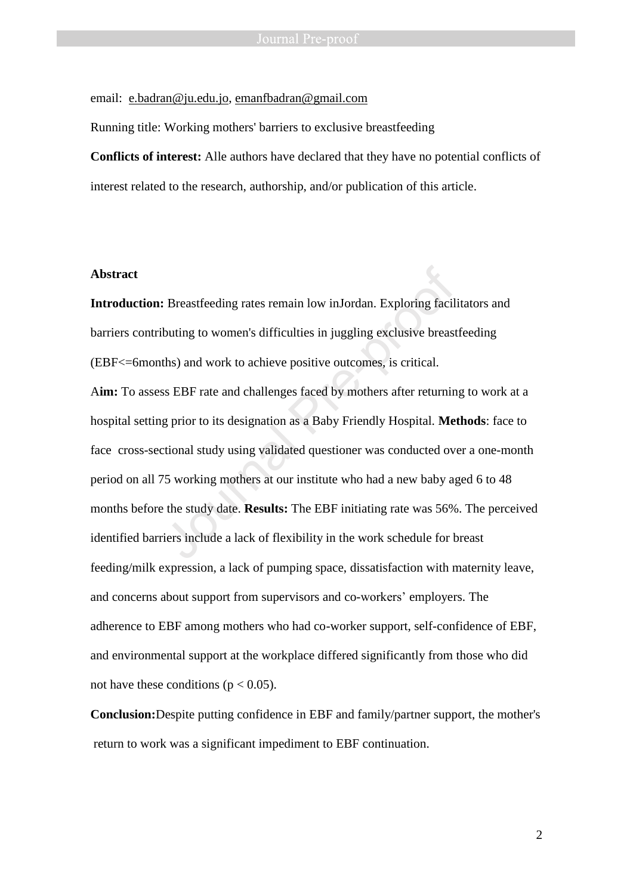email: e.badran@ju.edu.jo, emanfbadran@gmail.com

Running title: Working mothers' barriers to exclusive breastfeeding

**Conflicts of interest:** Alle authors have declared that they have no potential conflicts of interest related to the research, authorship, and/or publication of this article.

**Abstract**

**Introduction:** Breastfeeding rates remain low inJordan. Exploring facilitators and barriers contributing to women's difficulties in juggling exclusive breastfeeding (EBF<=6months) and work to achieve positive outcomes, is critical.

A**im:** To assess EBF rate and challenges faced by mothers after returning to work at a hospital setting prior to its designation as a Baby Friendly Hospital. **Methods**: face to face cross-sectional study using validated questioner was conducted over a one-month period on all 75 working mothers at our institute who had a new baby aged 6 to 48 months before the study date. **Results:** The EBF initiating rate was 56%. The perceived identified barriers include a lack of flexibility in the work schedule for breast feeding/milk expression, a lack of pumping space, dissatisfaction with maternity leave, and concerns about support from supervisors and co-workers' employers. The adherence to EBF among mothers who had co-worker support, self-confidence of EBF, and environmental support at the workplace differed significantly from those who did not have these conditions ($p < 0.05$).

**Conclusion:**Despite putting confidence in EBF and family/partner support, the mother's return to work was a significant impediment to EBF continuation.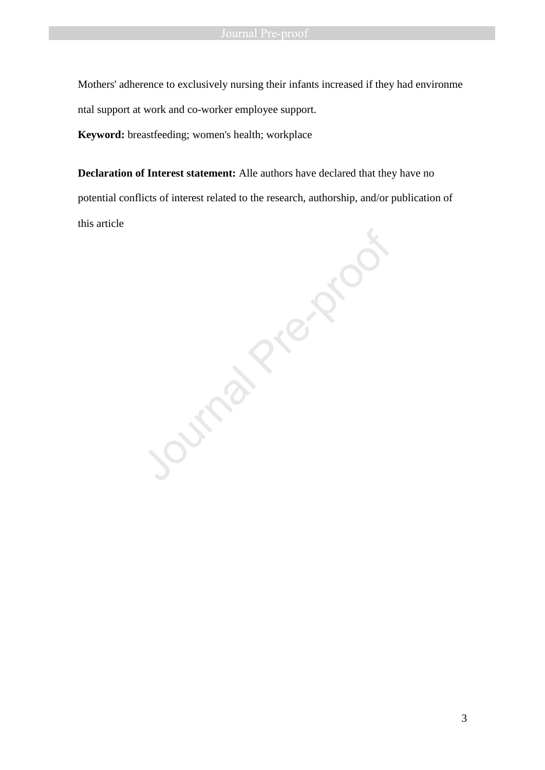Mothers' adherence to exclusively nursing their infants increased if they had environmental support at work and co-worker employee support.

**Keyword:** breastfeeding; women's health; workplace

**Declaration of Interest statement:** Alle authors have declared that they have no potential conflicts of interest related to the research, authorship, and/or publication of this article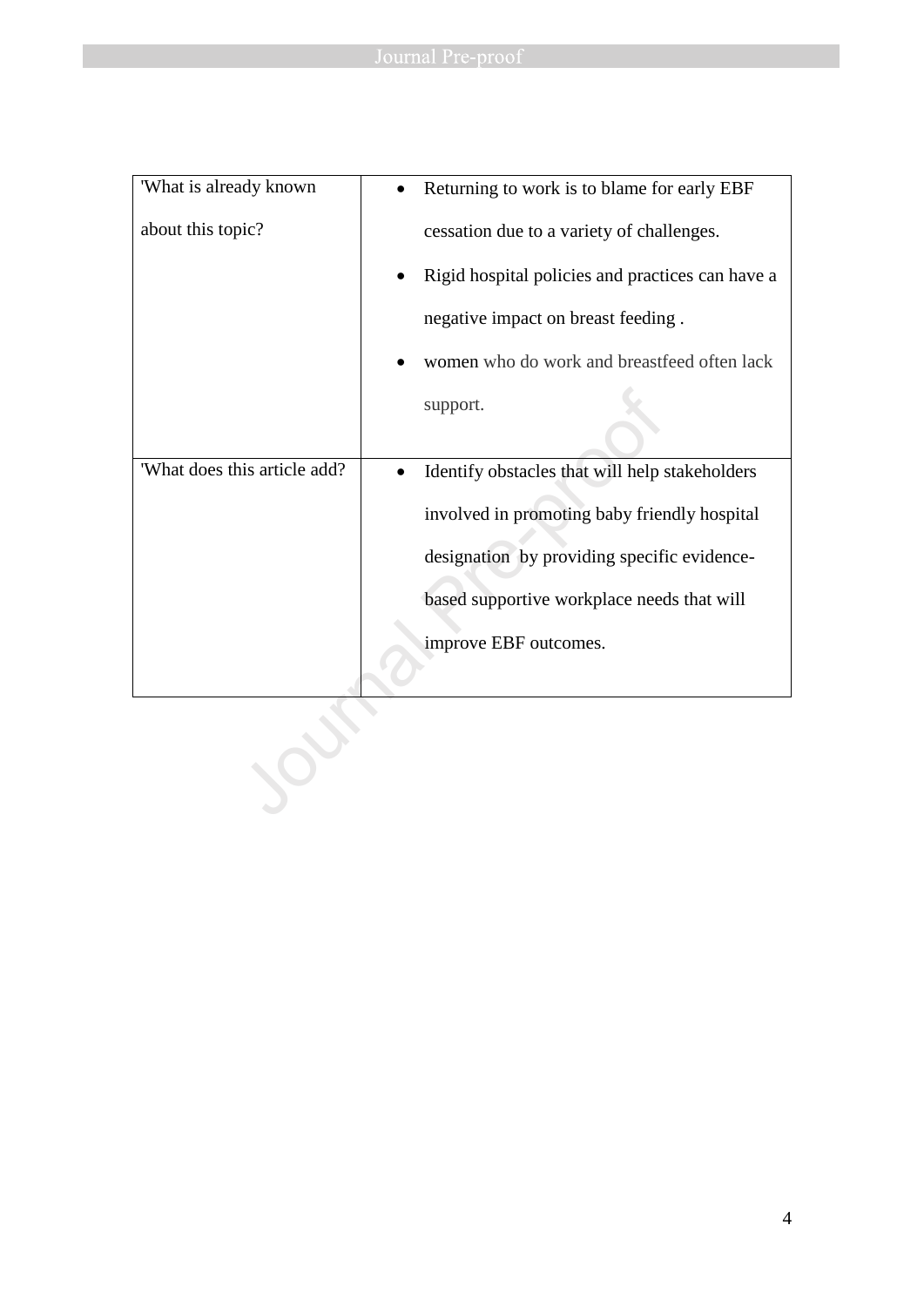| 'What is already known about this topic? | • Returning to work is to blame for early EBF cessation due to a variety of challenges.<br>• Rigid hospital policies and practices can have a negative impact on breast feeding .<br>• women who do work and breastfeed often lack support. |
|---|---|
| 'What does this article add? | • Identify obstacles that will help stakeholders involved in promoting baby friendly hospital designation by providing specific evidence-based supportive workplace needs that will improve EBF outcomes. |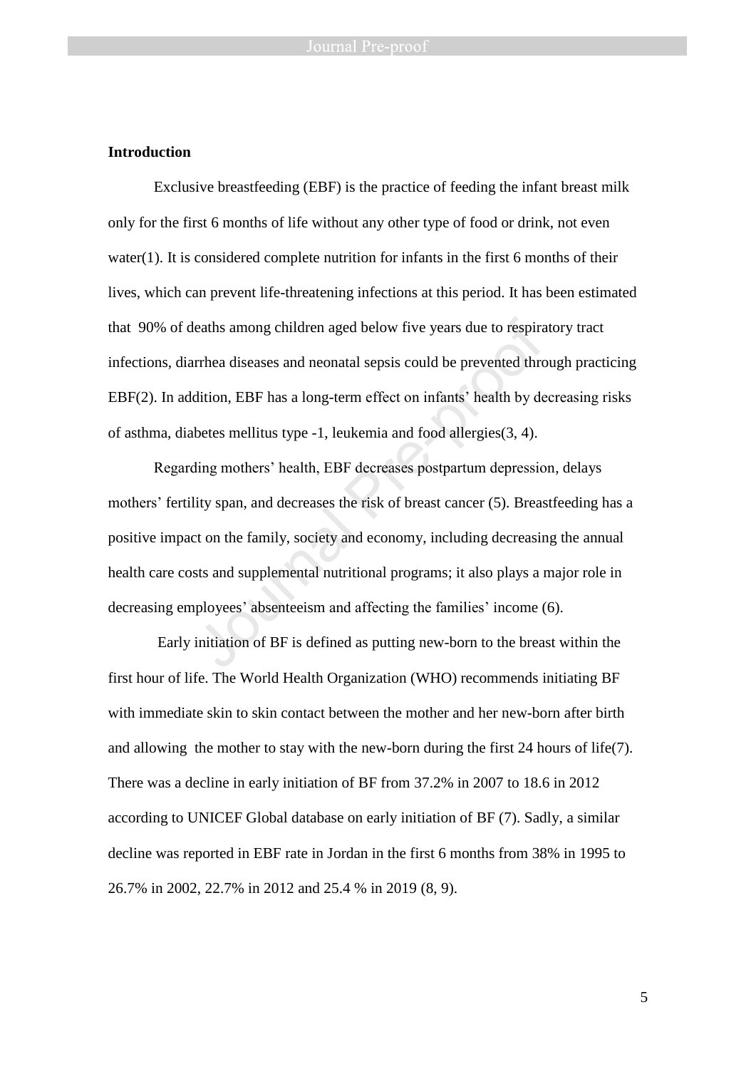**Introduction**

Exclusive breastfeeding (EBF) is the practice of feeding the infant breast milk only for the first 6 months of life without any other type of food or drink, not even water(1). It is considered complete nutrition for infants in the first 6 months of their lives, which can prevent life-threatening infections at this period. It has been estimated that 90% of deaths among children aged below five years due to respiratory tract infections, diarrhea diseases and neonatal sepsis could be prevented through practicing EBF(2). In addition, EBF has a long-term effect on infants' health by decreasing risks of asthma, diabetes mellitus type -1, leukemia and food allergies(3, 4).

Regarding mothers' health, EBF decreases postpartum depression, delays mothers' fertility span, and decreases the risk of breast cancer (5). Breastfeeding has a positive impact on the family, society and economy, including decreasing the annual health care costs and supplemental nutritional programs; it also plays a major role in decreasing employees' absenteeism and affecting the families' income (6).

Early initiation of BF is defined as putting new-born to the breast within the first hour of life. The World Health Organization (WHO) recommends initiating BF with immediate skin to skin contact between the mother and her new-born after birth and allowing the mother to stay with the new-born during the first 24 hours of life(7). There was a decline in early initiation of BF from 37.2% in 2007 to 18.6 in 2012 according to UNICEF Global database on early initiation of BF (7). Sadly, a similar decline was reported in EBF rate in Jordan in the first 6 months from 38% in 1995 to 26.7% in 2002, 22.7% in 2012 and 25.4 % in 2019 (8, 9).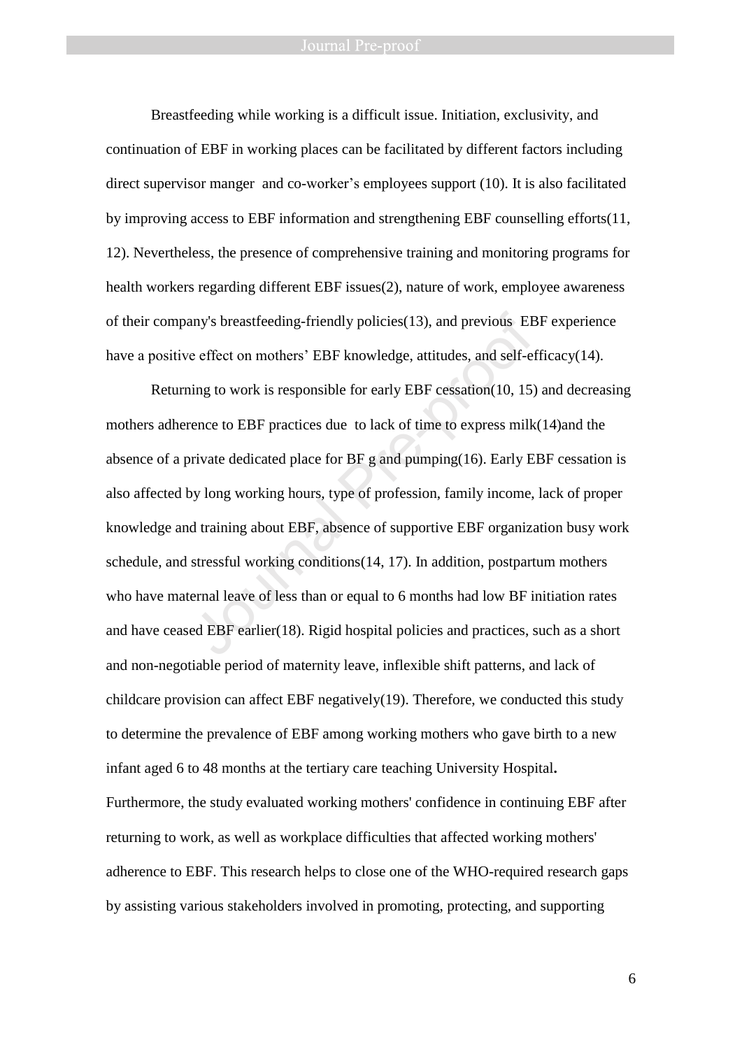Breastfeeding while working is a difficult issue. Initiation, exclusivity, and continuation of EBF in working places can be facilitated by different factors including direct supervisor manger and co-worker's employees support (10). It is also facilitated by improving access to EBF information and strengthening EBF counselling efforts(11, 12). Nevertheless, the presence of comprehensive training and monitoring programs for health workers regarding different EBF issues(2), nature of work, employee awareness of their company's breastfeeding-friendly policies(13), and previous EBF experience have a positive effect on mothers' EBF knowledge, attitudes, and self-efficacy(14).

Returning to work is responsible for early EBF cessation(10, 15) and decreasing mothers adherence to EBF practices due to lack of time to express milk(14)and the absence of a private dedicated place for BF g and pumping(16). Early EBF cessation is also affected by long working hours, type of profession, family income, lack of proper knowledge and training about EBF, absence of supportive EBF organization busy work schedule, and stressful working conditions(14, 17). In addition, postpartum mothers who have maternal leave of less than or equal to 6 months had low BF initiation rates and have ceased EBF earlier(18). Rigid hospital policies and practices, such as a short and non-negotiable period of maternity leave, inflexible shift patterns, and lack of childcare provision can affect EBF negatively(19). Therefore, we conducted this study to determine the prevalence of EBF among working mothers who gave birth to a new infant aged 6 to 48 months at the tertiary care teaching University Hospital**.** Furthermore, the study evaluated working mothers' confidence in continuing EBF after returning to work, as well as workplace difficulties that affected working mothers' adherence to EBF. This research helps to close one of the WHO-required research gaps by assisting various stakeholders involved in promoting, protecting, and supporting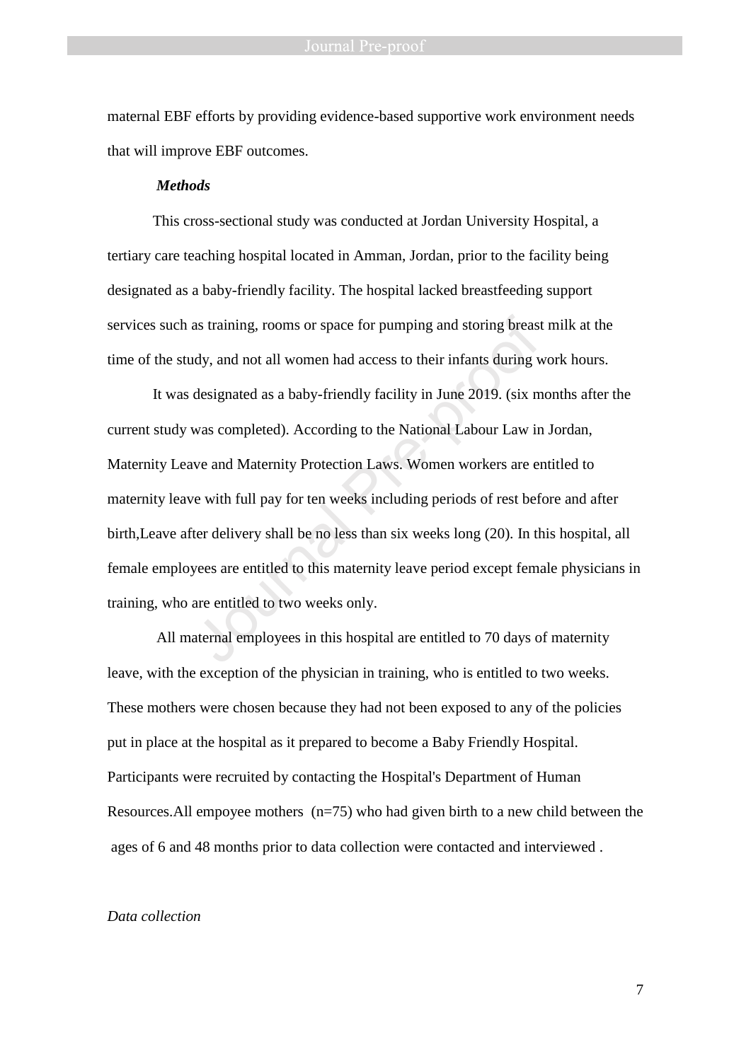maternal EBF efforts by providing evidence-based supportive work environment needs that will improve EBF outcomes.

***Methods***

This cross-sectional study was conducted at Jordan University Hospital, a tertiary care teaching hospital located in Amman, Jordan, prior to the facility being designated as a baby-friendly facility. The hospital lacked breastfeeding support services such as training, rooms or space for pumping and storing breast milk at the time of the study, and not all women had access to their infants during work hours.

It was designated as a baby-friendly facility in June 2019. (six months after the current study was completed). According to the National Labour Law in Jordan, Maternity Leave and Maternity Protection Laws. Women workers are entitled to maternity leave with full pay for ten weeks including periods of rest before and after birth,Leave after delivery shall be no less than six weeks long (20). In this hospital, all female employees are entitled to this maternity leave period except female physicians in training, who are entitled to two weeks only.

All maternal employees in this hospital are entitled to 70 days of maternity leave, with the exception of the physician in training, who is entitled to two weeks. These mothers were chosen because they had not been exposed to any of the policies put in place at the hospital as it prepared to become a Baby Friendly Hospital. Participants were recruited by contacting the Hospital's Department of Human Resources.All empoyee mothers (n=75) who had given birth to a new child between the ages of 6 and 48 months prior to data collection were contacted and interviewed .

*Data collection*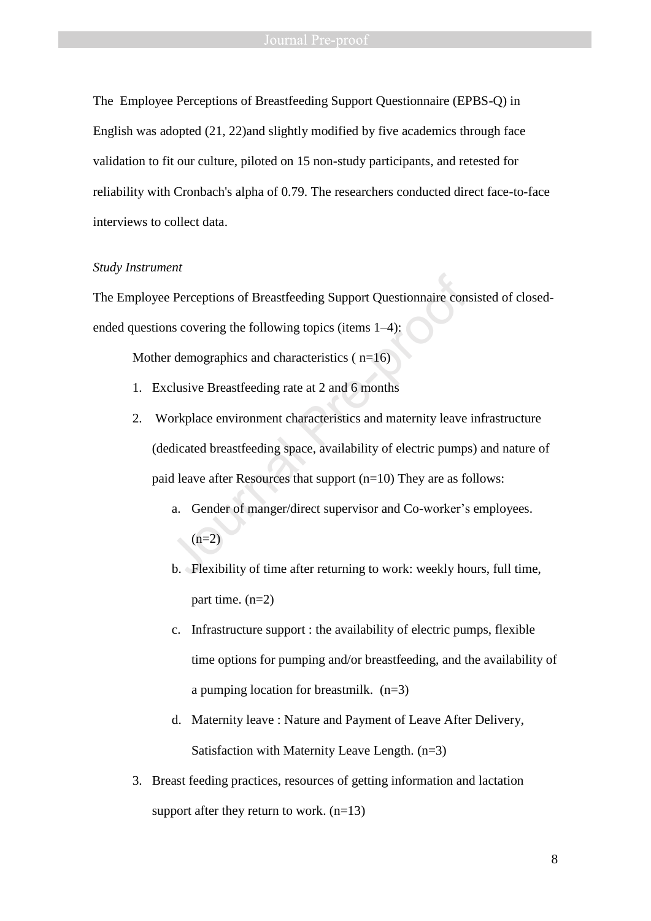The Employee Perceptions of Breastfeeding Support Questionnaire (EPBS-Q) in English was adopted (21, 22)and slightly modified by five academics through face validation to fit our culture, piloted on 15 non-study participants, and retested for reliability with Cronbach's alpha of 0.79. The researchers conducted direct face-to-face interviews to collect data.

*Study Instrument*

The Employee Perceptions of Breastfeeding Support Questionnaire consisted of closed-ended questions covering the following topics (items 1–4):

Mother demographics and characteristics ( n=16)

1. Exclusive Breastfeeding rate at 2 and 6 months
2. Workplace environment characteristics and maternity leave infrastructure (dedicated breastfeeding space, availability of electric pumps) and nature of paid leave after Resources that support (n=10) They are as follows:
    a. Gender of manger/direct supervisor and Co-worker's employees. (n=2)
    b. Flexibility of time after returning to work: weekly hours, full time, part time. (n=2)
    c. Infrastructure support : the availability of electric pumps, flexible time options for pumping and/or breastfeeding, and the availability of a pumping location for breastmilk. (n=3)
    d. Maternity leave : Nature and Payment of Leave After Delivery, Satisfaction with Maternity Leave Length. (n=3)
3. Breast feeding practices, resources of getting information and lactation support after they return to work. (n=13)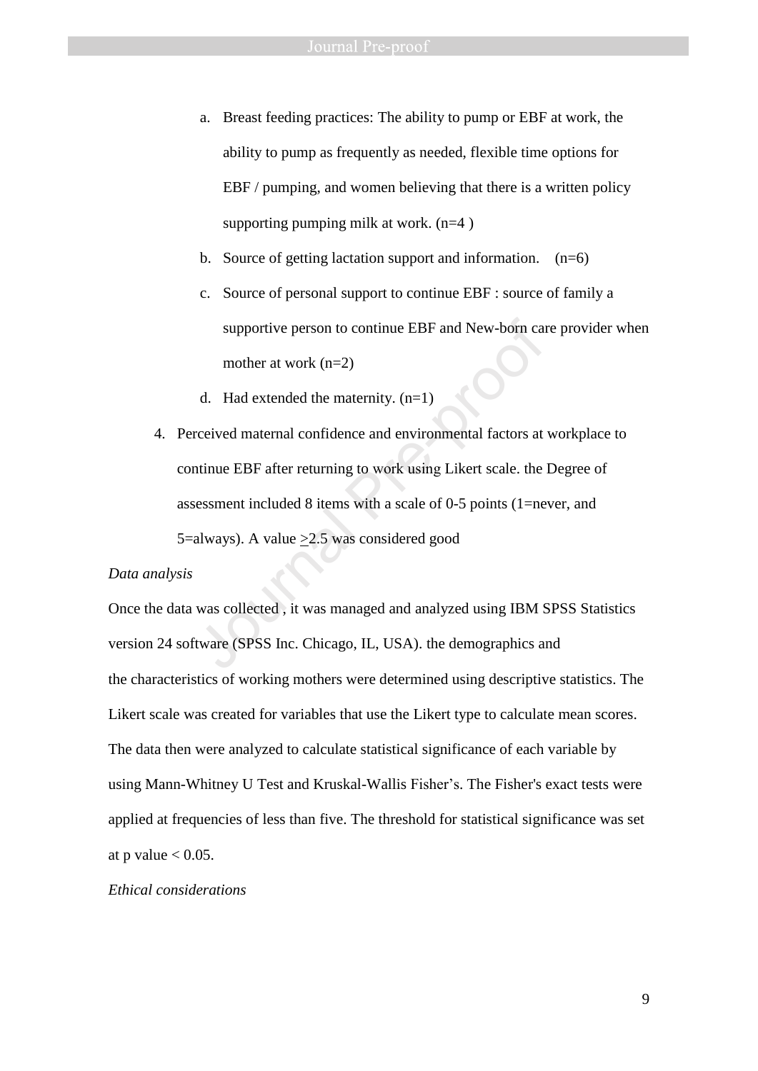a. Breast feeding practices: The ability to pump or EBF at work, the ability to pump as frequently as needed, flexible time options for EBF / pumping, and women believing that there is a written policy supporting pumping milk at work. (n=4 )
b. Source of getting lactation support and information. (n=6)
c. Source of personal support to continue EBF : source of family a supportive person to continue EBF and New-born care provider when mother at work (n=2)
d. Had extended the maternity. (n=1)

4. Perceived maternal confidence and environmental factors at workplace to continue EBF after returning to work using Likert scale. the Degree of assessment included 8 items with a scale of 0-5 points (1=never, and 5=always). A value $\geq$2.5 was considered good

*Data analysis*

Once the data was collected , it was managed and analyzed using IBM SPSS Statistics version 24 software (SPSS Inc. Chicago, IL, USA). the demographics and the characteristics of working mothers were determined using descriptive statistics. The Likert scale was created for variables that use the Likert type to calculate mean scores. The data then were analyzed to calculate statistical significance of each variable by using Mann-Whitney U Test and Kruskal-Wallis Fisher's. The Fisher's exact tests were applied at frequencies of less than five. The threshold for statistical significance was set at p value $< 0.05$.

*Ethical considerations*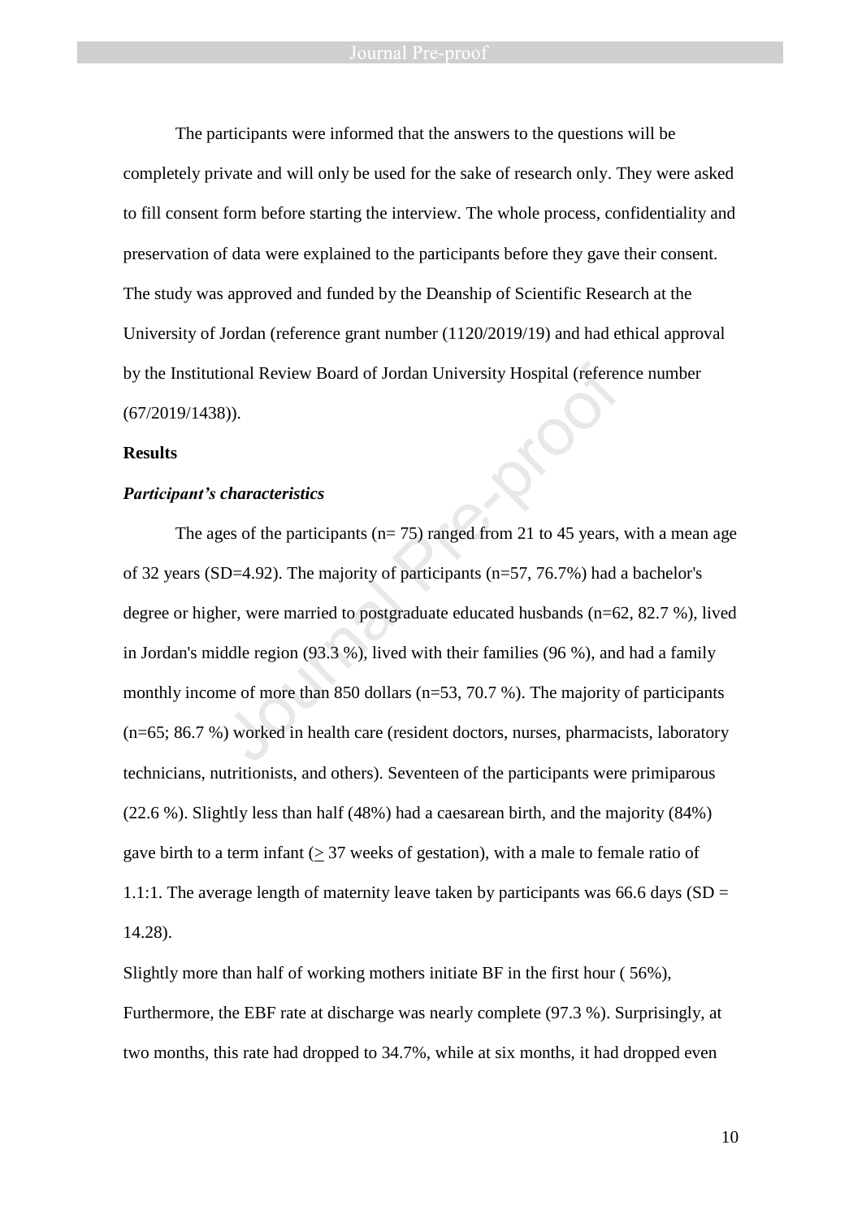The participants were informed that the answers to the questions will be completely private and will only be used for the sake of research only. They were asked to fill consent form before starting the interview. The whole process, confidentiality and preservation of data were explained to the participants before they gave their consent. The study was approved and funded by the Deanship of Scientific Research at the University of Jordan (reference grant number (1120/2019/19) and had ethical approval by the Institutional Review Board of Jordan University Hospital (reference number (67/2019/1438)).

**Results**

***Participant's characteristics***

The ages of the participants (n= 75) ranged from 21 to 45 years, with a mean age of 32 years (SD=4.92). The majority of participants (n=57, 76.7%) had a bachelor's degree or higher, were married to postgraduate educated husbands (n=62, 82.7 %), lived in Jordan's middle region (93.3 %), lived with their families (96 %), and had a family monthly income of more than 850 dollars (n=53, 70.7 %). The majority of participants (n=65; 86.7 %) worked in health care (resident doctors, nurses, pharmacists, laboratory technicians, nutritionists, and others). Seventeen of the participants were primiparous (22.6 %). Slightly less than half (48%) had a caesarean birth, and the majority (84%) gave birth to a term infant ($\geq$ 37 weeks of gestation), with a male to female ratio of 1.1:1. The average length of maternity leave taken by participants was 66.6 days (SD = 14.28).

Slightly more than half of working mothers initiate BF in the first hour ( 56%), Furthermore, the EBF rate at discharge was nearly complete (97.3 %). Surprisingly, at two months, this rate had dropped to 34.7%, while at six months, it had dropped even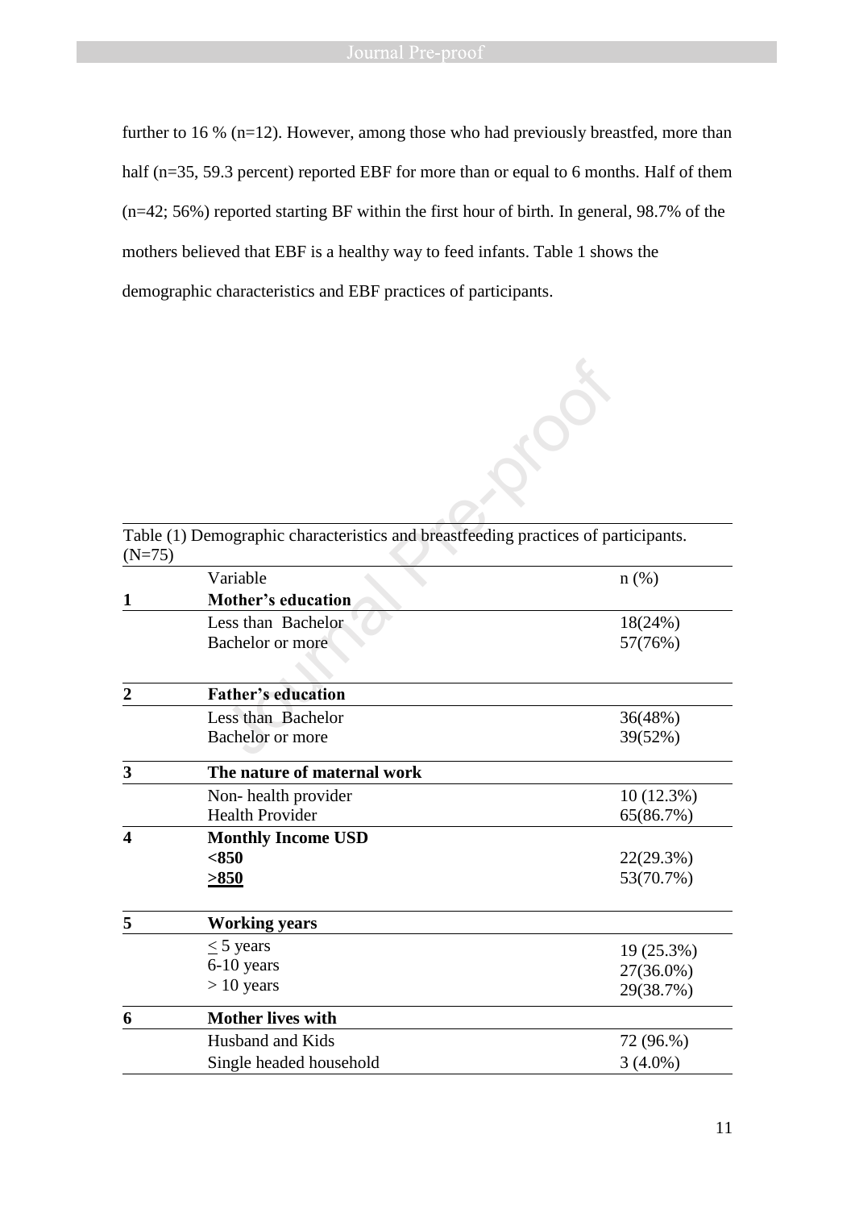further to 16 % (n=12). However, among those who had previously breastfed, more than half (n=35, 59.3 percent) reported EBF for more than or equal to 6 months. Half of them (n=42; 56%) reported starting BF within the first hour of birth. In general, 98.7% of the mothers believed that EBF is a healthy way to feed infants. Table 1 shows the demographic characteristics and EBF practices of participants.

Table (1) Demographic characteristics and breastfeeding practices of participants. (N=75)

| | Variable | n (%) |
|---|---|---|
| **1** | **Mother's education** | |
| | Less than Bachelor | 18(24%) |
| | Bachelor or more | 57(76%) |
| **2** | **Father's education** | |
| | Less than Bachelor | 36(48%) |
| | Bachelor or more | 39(52%) |
| **3** | **The nature of maternal work** | |
| | Non- health provider | 10 (12.3%) |
| | Health Provider | 65(86.7%) |
| **4** | **Monthly Income USD** | |
| | **<850** | 22(29.3%) |
| | **>850** | 53(70.7%) |
| **5** | **Working years** | |
| | ≤ 5 years | 19 (25.3%) |
| | 6-10 years | 27(36.0%) |
| | > 10 years | 29(38.7%) |
| **6** | **Mother lives with** | |
| | Husband and Kids | 72 (96.%) |
| | Single headed household | 3 (4.0%) |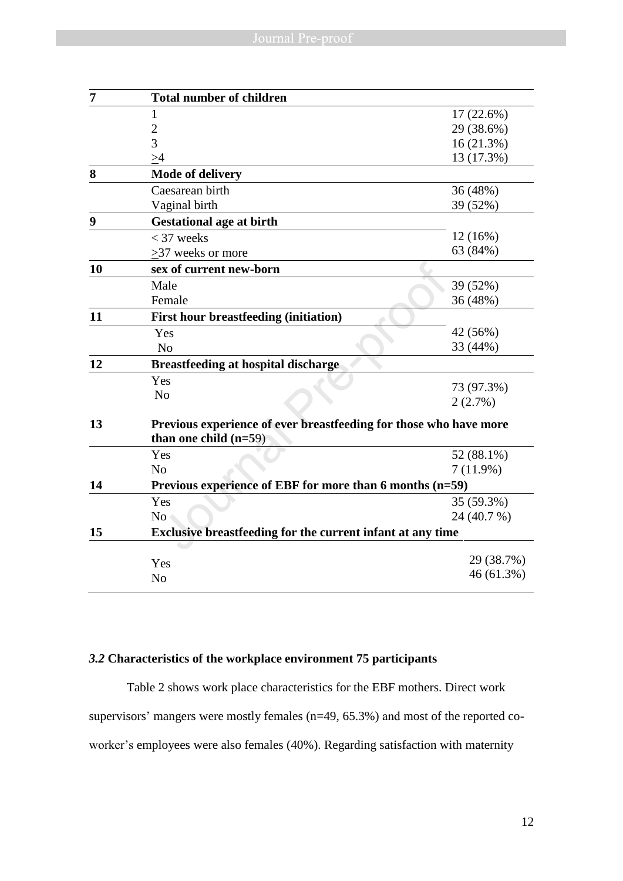| | | |
|---|---|---|
| **7** | **Total number of children** | |
| | 1 | 17 (22.6%) |
| | 2 | 29 (38.6%) |
| | 3 | 16 (21.3%) |
| | >4 | 13 (17.3%) |
| **8** | **Mode of delivery** | |
| | Caesarean birth | 36 (48%) |
| | Vaginal birth | 39 (52%) |
| **9** | **Gestational age at birth** | |
| | < 37 weeks | 12 (16%) |
| | >37 weeks or more | 63 (84%) |
| **10** | **sex of current new-born** | |
| | Male | 39 (52%) |
| | Female | 36 (48%) |
| **11** | **First hour breastfeeding (initiation)** | |
| | Yes | 42 (56%) |
| | No | 33 (44%) |
| **12** | **Breastfeeding at hospital discharge** | |
| | Yes | 73 (97.3%) |
| | No | 2 (2.7%) |
| **13** | **Previous experience of ever breastfeeding for those who have more than one child (n=59)** | |
| | Yes | 52 (88.1%) |
| | No | 7 (11.9%) |
| **14** | **Previous experience of EBF for more than 6 months (n=59)** | |
| | Yes | 35 (59.3%) |
| | No | 24 (40.7 %) |
| **15** | **Exclusive breastfeeding for the current infant at any time** | |
| | Yes | 29 (38.7%) |
| | No | 46 (61.3%) |

***3.2* Characteristics of the workplace environment 75 participants**

Table 2 shows work place characteristics for the EBF mothers. Direct work supervisors' mangers were mostly females (n=49, 65.3%) and most of the reported co-worker's employees were also females (40%). Regarding satisfaction with maternity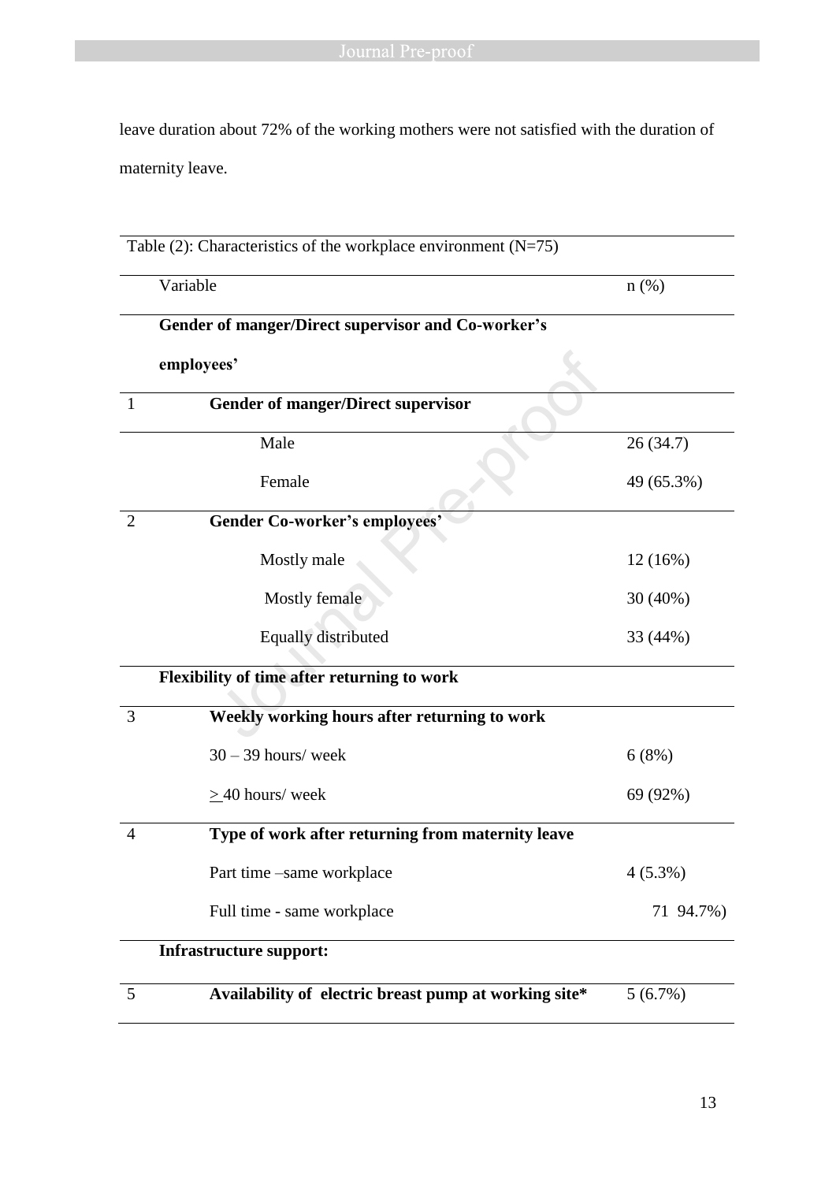leave duration about 72% of the working mothers were not satisfied with the duration of maternity leave.

Table (2): Characteristics of the workplace environment (N=75)

| | Variable | n (%) |
|---|---|---|
| | **Gender of manger/Direct supervisor and Co-worker's employees'** | |
| 1 | **Gender of manger/Direct supervisor** | |
| | Male | 26 (34.7) |
| | Female | 49 (65.3%) |
| 2 | **Gender Co-worker's employees'** | |
| | Mostly male | 12 (16%) |
| | Mostly female | 30 (40%) |
| | Equally distributed | 33 (44%) |
| | **Flexibility of time after returning to work** | |
| 3 | **Weekly working hours after returning to work** | |
| | 30 – 39 hours/ week | 6 (8%) |
| | ≥ 40 hours/ week | 69 (92%) |
| 4 | **Type of work after returning from maternity leave** | |
| | Part time –same workplace | 4 (5.3%) |
| | Full time - same workplace | 71 94.7%) |
| | **Infrastructure support:** | |
| 5 | **Availability of electric breast pump at working site*** | 5 (6.7%) |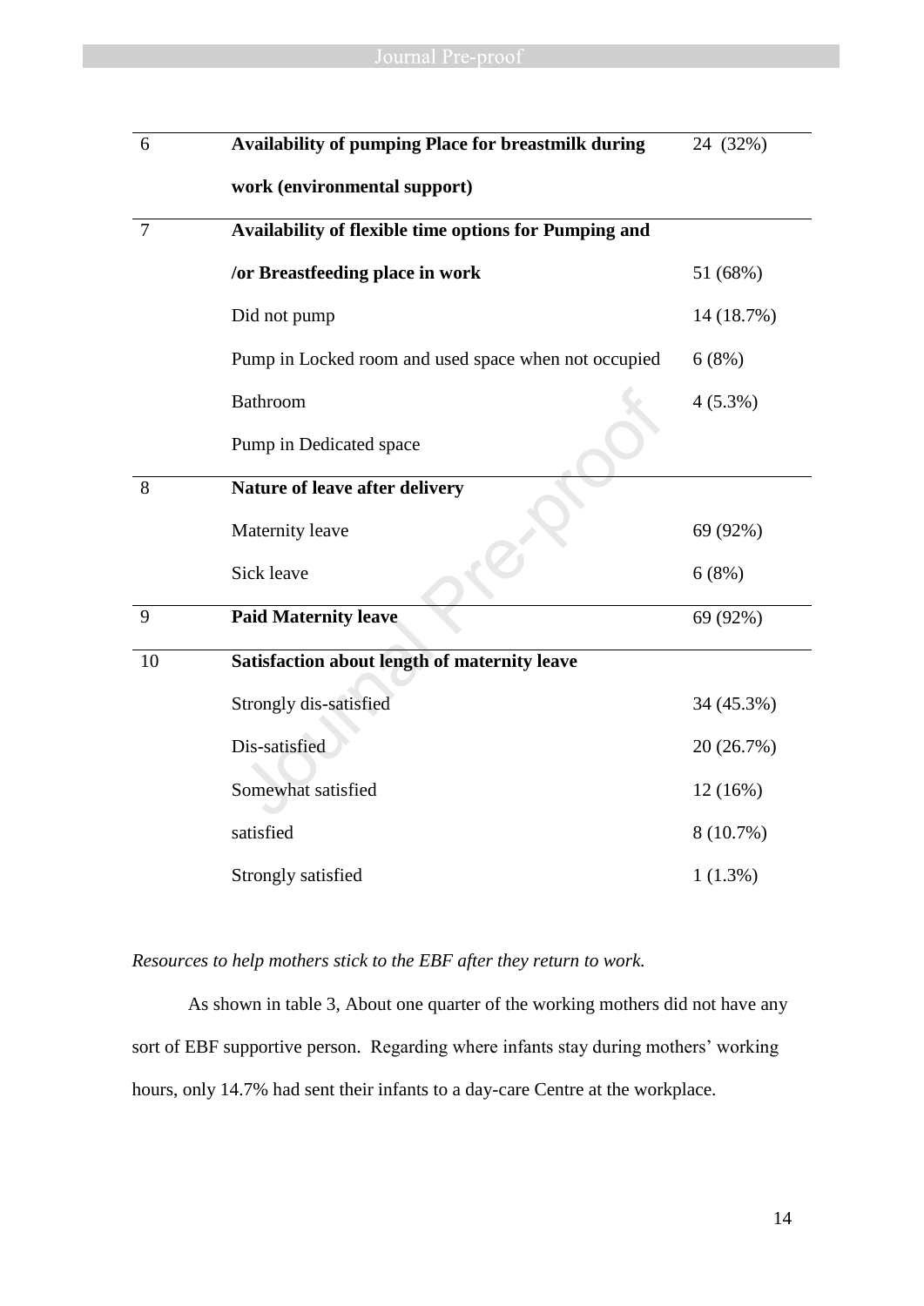| | | |
|---|---|---|
| 6 | **Availability of pumping Place for breastmilk during work (environmental support)** | 24 (32%) |
| 7 | **Availability of flexible time options for Pumping and /or Breastfeeding place in work** | 51 (68%) |
| | Did not pump | 14 (18.7%) |
| | Pump in Locked room and used space when not occupied | 6 (8%) |
| | Bathroom | 4 (5.3%) |
| | Pump in Dedicated space | |
| 8 | **Nature of leave after delivery** | |
| | Maternity leave | 69 (92%) |
| | Sick leave | 6 (8%) |
| 9 | **Paid Maternity leave** | 69 (92%) |
| 10 | **Satisfaction about length of maternity leave** | |
| | Strongly dis-satisfied | 34 (45.3%) |
| | Dis-satisfied | 20 (26.7%) |
| | Somewhat satisfied | 12 (16%) |
| | satisfied | 8 (10.7%) |
| | Strongly satisfied | 1 (1.3%) |

*Resources to help mothers stick to the EBF after they return to work.*

As shown in table 3, About one quarter of the working mothers did not have any sort of EBF supportive person. Regarding where infants stay during mothers' working hours, only 14.7% had sent their infants to a day-care Centre at the workplace.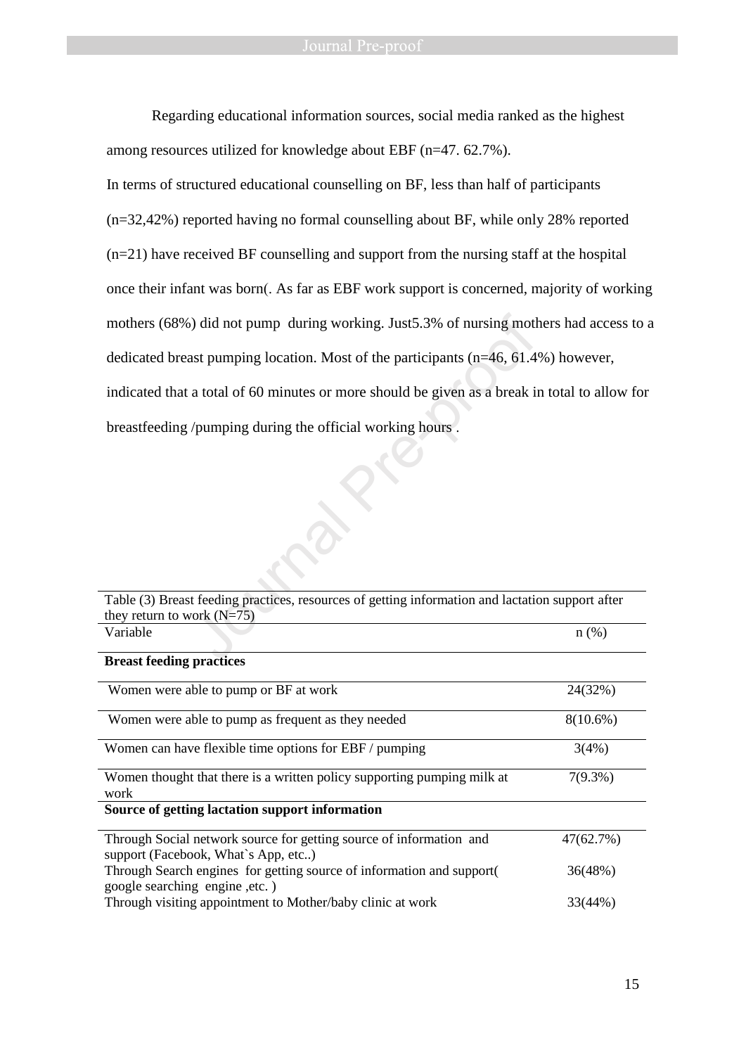Regarding educational information sources, social media ranked as the highest among resources utilized for knowledge about EBF (n=47. 62.7%).

In terms of structured educational counselling on BF, less than half of participants (n=32,42%) reported having no formal counselling about BF, while only 28% reported (n=21) have received BF counselling and support from the nursing staff at the hospital once their infant was born(. As far as EBF work support is concerned, majority of working mothers (68%) did not pump during working. Just5.3% of nursing mothers had access to a dedicated breast pumping location. Most of the participants (n=46, 61.4%) however, indicated that a total of 60 minutes or more should be given as a break in total to allow for breastfeeding /pumping during the official working hours .

Table (3) Breast feeding practices, resources of getting information and lactation support after they return to work (N=75)

| Variable | n (%) |
|---|---|
| **Breast feeding practices** | |
| Women were able to pump or BF at work | 24(32%) |
| Women were able to pump as frequent as they needed | 8(10.6%) |
| Women can have flexible time options for EBF / pumping | 3(4%) |
| Women thought that there is a written policy supporting pumping milk at work | 7(9.3%) |
| **Source of getting lactation support information** | |
| Through Social network source for getting source of information and support (Facebook, What`s App, etc..) | 47(62.7%) |
| Through Search engines for getting source of information and support( google searching engine ,etc. ) | 36(48%) |
| Through visiting appointment to Mother/baby clinic at work | 33(44%) |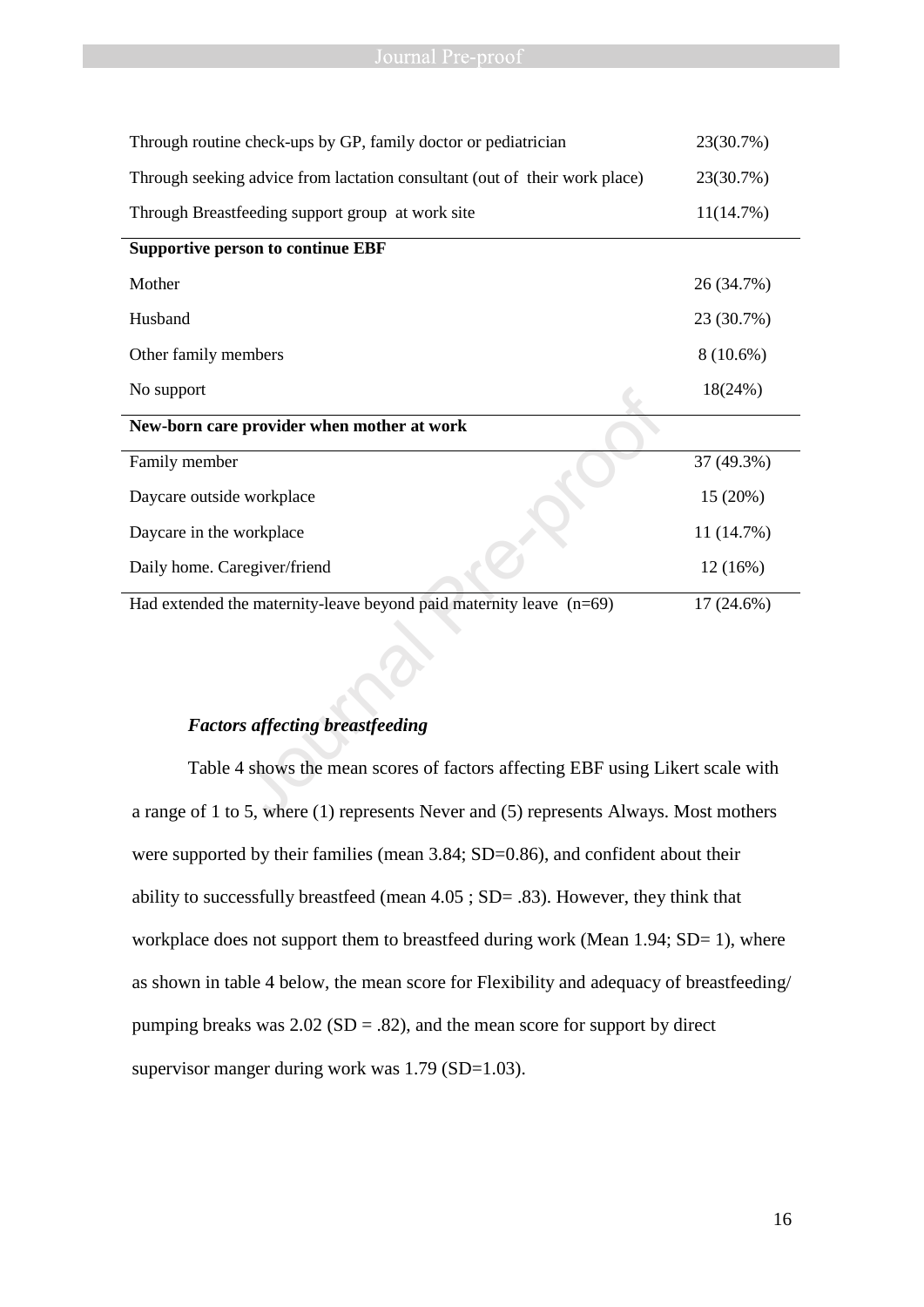| | |
|---|---|
| Through routine check-ups by GP, family doctor or pediatrician | 23(30.7%) |
| Through seeking advice from lactation consultant (out of their work place) | 23(30.7%) |
| Through Breastfeeding support group at work site | 11(14.7%) |
| **Supportive person to continue EBF** | |
| Mother | 26 (34.7%) |
| Husband | 23 (30.7%) |
| Other family members | 8 (10.6%) |
| No support | 18(24%) |
| **New-born care provider when mother at work** | |
| Family member | 37 (49.3%) |
| Daycare outside workplace | 15 (20%) |
| Daycare in the workplace | 11 (14.7%) |
| Daily home. Caregiver/friend | 12 (16%) |
| Had extended the maternity-leave beyond paid maternity leave (n=69) | 17 (24.6%) |

### *Factors affecting breastfeeding*

Table 4 shows the mean scores of factors affecting EBF using Likert scale with a range of 1 to 5, where (1) represents Never and (5) represents Always. Most mothers were supported by their families (mean 3.84; SD=0.86), and confident about their ability to successfully breastfeed (mean 4.05 ; SD= .83). However, they think that workplace does not support them to breastfeed during work (Mean 1.94; SD= 1), where as shown in table 4 below, the mean score for Flexibility and adequacy of breastfeeding/ pumping breaks was 2.02 (SD = .82), and the mean score for support by direct supervisor manger during work was 1.79 (SD=1.03).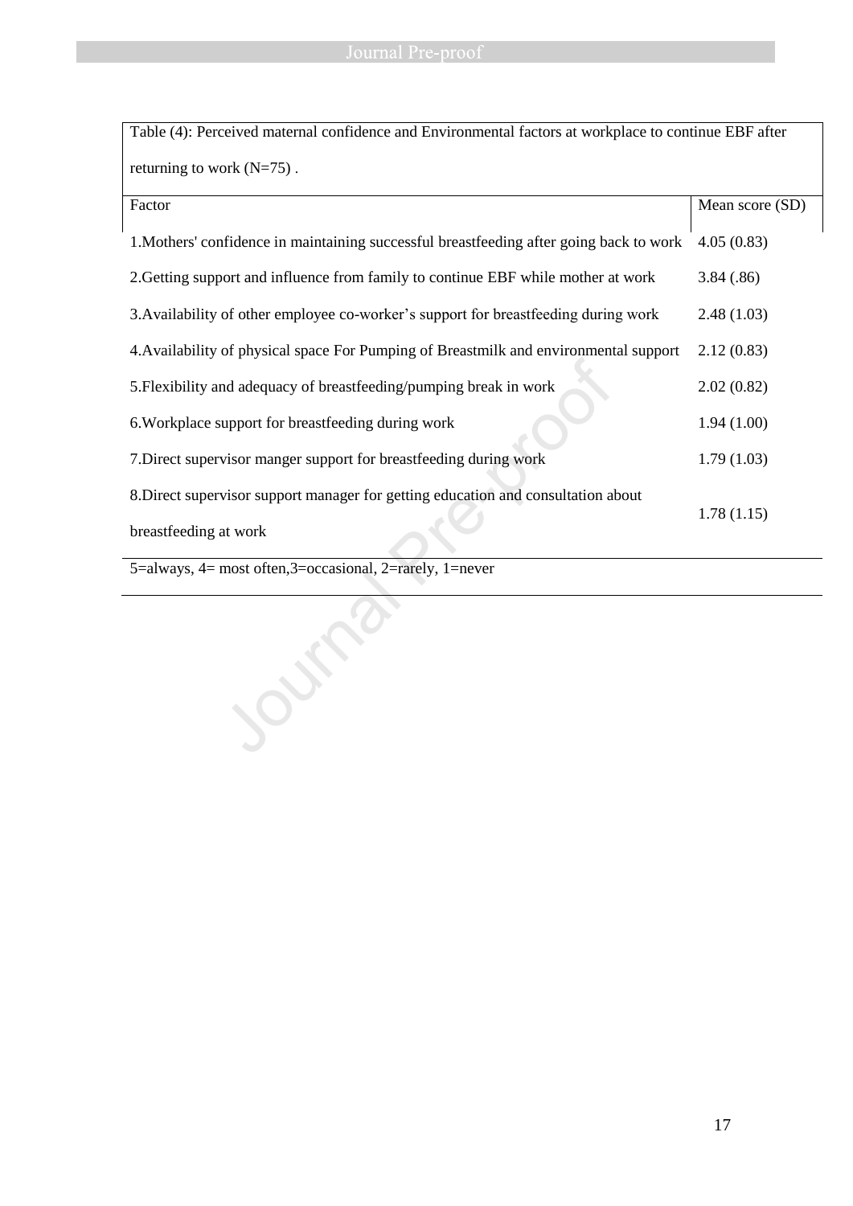Table (4): Perceived maternal confidence and Environmental factors at workplace to continue EBF after returning to work (N=75) .

| Factor | Mean score (SD) |
|---|---|
| 1.Mothers' confidence in maintaining successful breastfeeding after going back to work | 4.05 (0.83) |
| 2.Getting support and influence from family to continue EBF while mother at work | 3.84 (.86) |
| 3.Availability of other employee co-worker's support for breastfeeding during work | 2.48 (1.03) |
| 4.Availability of physical space For Pumping of Breastmilk and environmental support | 2.12 (0.83) |
| 5.Flexibility and adequacy of breastfeeding/pumping break in work | 2.02 (0.82) |
| 6.Workplace support for breastfeeding during work | 1.94 (1.00) |
| 7.Direct supervisor manger support for breastfeeding during work | 1.79 (1.03) |
| 8.Direct supervisor support manager for getting education and consultation about breastfeeding at work | 1.78 (1.15) |

5=always, 4= most often,3=occasional, 2=rarely, 1=never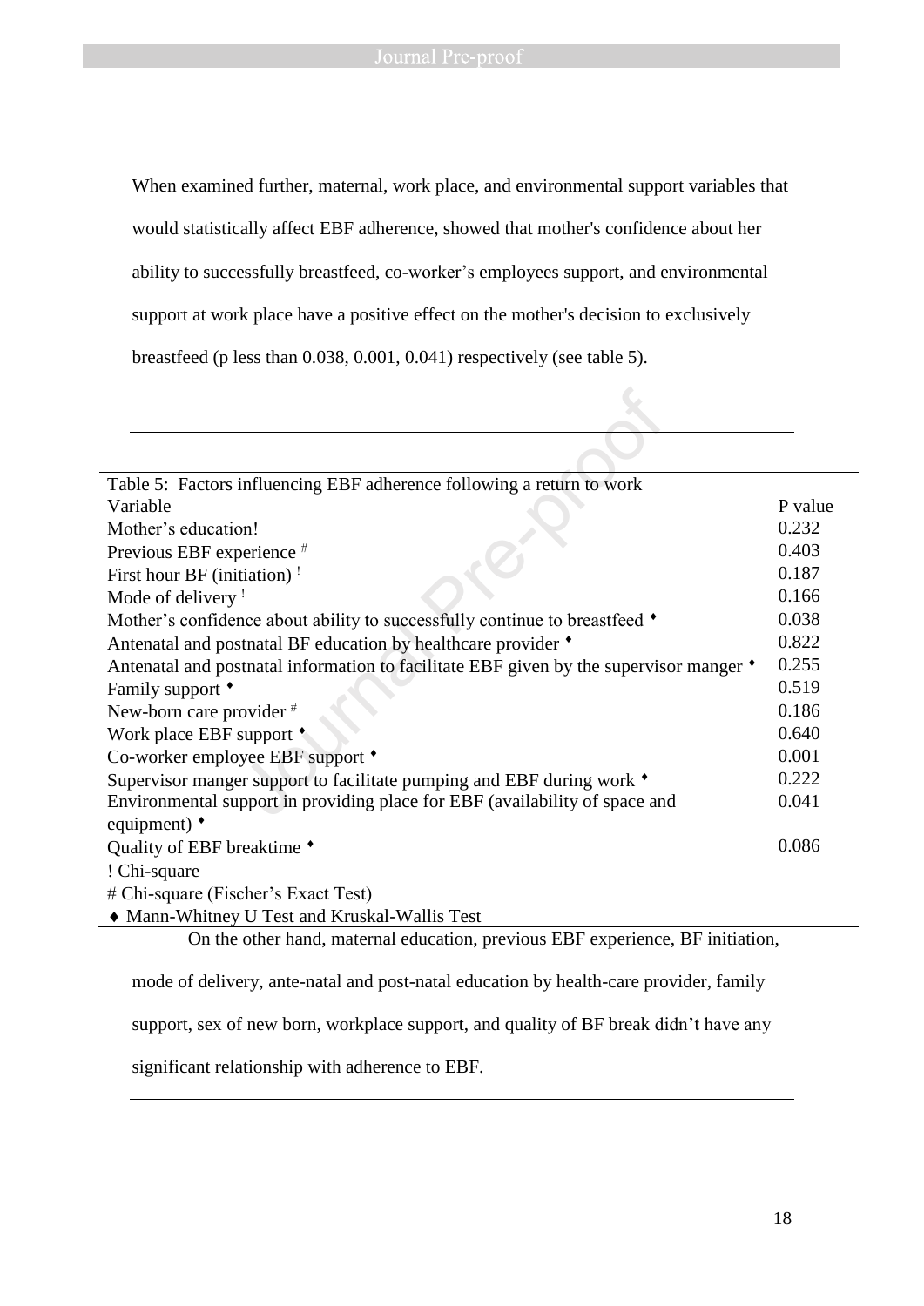When examined further, maternal, work place, and environmental support variables that would statistically affect EBF adherence, showed that mother's confidence about her ability to successfully breastfeed, co-worker's employees support, and environmental support at work place have a positive effect on the mother's decision to exclusively breastfeed (p less than 0.038, 0.001, 0.041) respectively (see table 5).

Table 5: Factors influencing EBF adherence following a return to work

| Variable | P value |
|---|---|
| Mother's education! | 0.232 |
| Previous EBF experience # | 0.403 |
| First hour BF (initiation) ! | 0.187 |
| Mode of delivery ! | 0.166 |
| Mother's confidence about ability to successfully continue to breastfeed ♦ | 0.038 |
| Antenatal and postnatal BF education by healthcare provider ♦ | 0.822 |
| Antenatal and postnatal information to facilitate EBF given by the supervisor manger ♦ | 0.255 |
| Family support ♦ | 0.519 |
| New-born care provider # | 0.186 |
| Work place EBF support ♦ | 0.640 |
| Co-worker employee EBF support ♦ | 0.001 |
| Supervisor manger support to facilitate pumping and EBF during work ♦ | 0.222 |
| Environmental support in providing place for EBF (availability of space and equipment) ♦ | 0.041 |
| Quality of EBF breaktime ♦ | 0.086 |

! Chi-square
# Chi-square (Fischer's Exact Test)
♦ Mann-Whitney U Test and Kruskal-Wallis Test

On the other hand, maternal education, previous EBF experience, BF initiation, mode of delivery, ante-natal and post-natal education by health-care provider, family support, sex of new born, workplace support, and quality of BF break didn't have any significant relationship with adherence to EBF.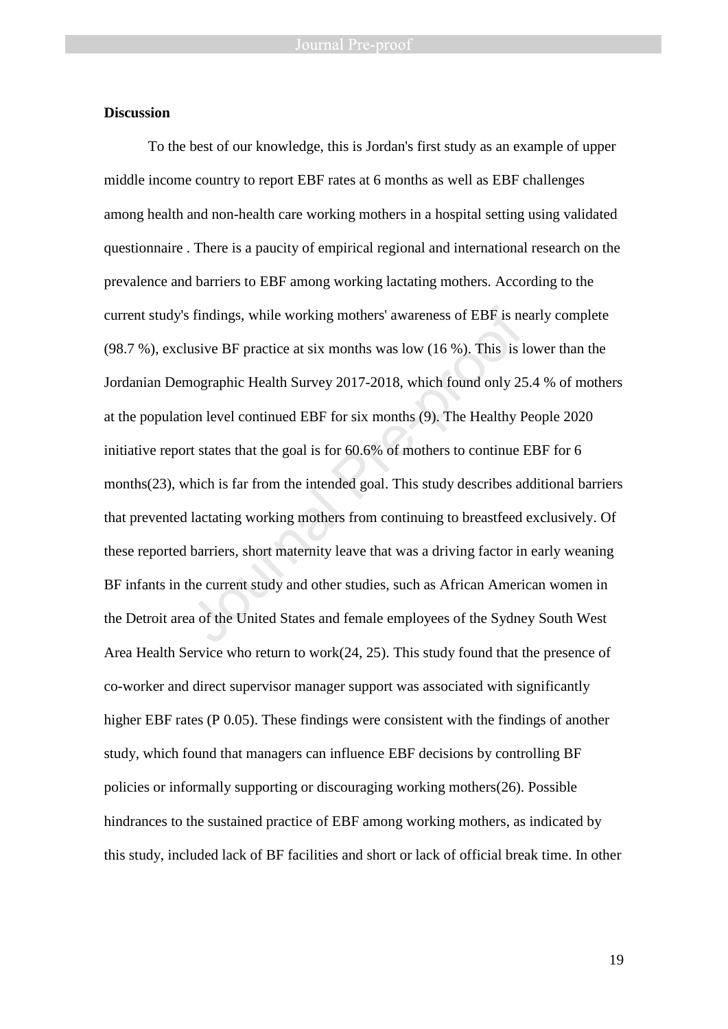**Discussion**

To the best of our knowledge, this is Jordan's first study as an example of upper middle income country to report EBF rates at 6 months as well as EBF challenges among health and non-health care working mothers in a hospital setting using validated questionnaire . There is a paucity of empirical regional and international research on the prevalence and barriers to EBF among working lactating mothers. According to the current study's findings, while working mothers' awareness of EBF is nearly complete (98.7 %), exclusive BF practice at six months was low (16 %). This is lower than the Jordanian Demographic Health Survey 2017-2018, which found only 25.4 % of mothers at the population level continued EBF for six months (9). The Healthy People 2020 initiative report states that the goal is for 60.6% of mothers to continue EBF for 6 months(23), which is far from the intended goal. This study describes additional barriers that prevented lactating working mothers from continuing to breastfeed exclusively. Of these reported barriers, short maternity leave that was a driving factor in early weaning BF infants in the current study and other studies, such as African American women in the Detroit area of the United States and female employees of the Sydney South West Area Health Service who return to work(24, 25). This study found that the presence of co-worker and direct supervisor manager support was associated with significantly higher EBF rates (P 0.05). These findings were consistent with the findings of another study, which found that managers can influence EBF decisions by controlling BF policies or informally supporting or discouraging working mothers(26). Possible hindrances to the sustained practice of EBF among working mothers, as indicated by this study, included lack of BF facilities and short or lack of official break time. In other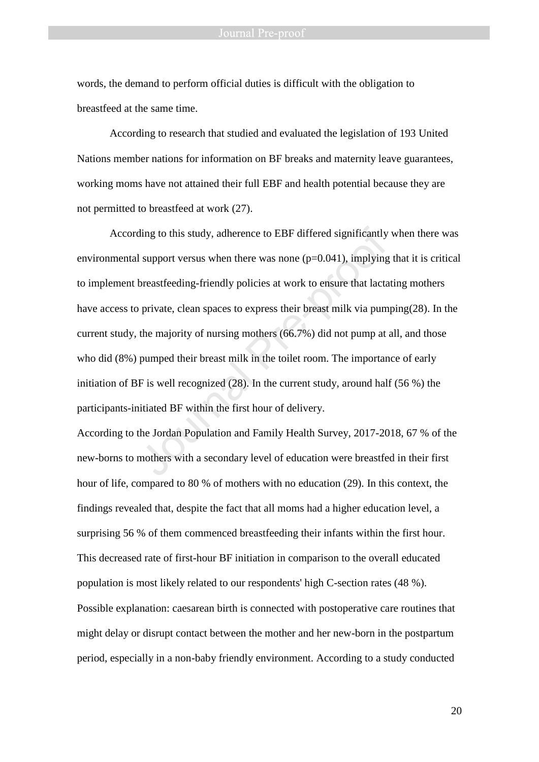words, the demand to perform official duties is difficult with the obligation to breastfeed at the same time.

According to research that studied and evaluated the legislation of 193 United Nations member nations for information on BF breaks and maternity leave guarantees, working moms have not attained their full EBF and health potential because they are not permitted to breastfeed at work (27).

According to this study, adherence to EBF differed significantly when there was environmental support versus when there was none (p=0.041), implying that it is critical to implement breastfeeding-friendly policies at work to ensure that lactating mothers have access to private, clean spaces to express their breast milk via pumping(28). In the current study, the majority of nursing mothers (66.7%) did not pump at all, and those who did (8%) pumped their breast milk in the toilet room. The importance of early initiation of BF is well recognized (28). In the current study, around half (56 %) the participants-initiated BF within the first hour of delivery.

According to the Jordan Population and Family Health Survey, 2017-2018, 67 % of the new-borns to mothers with a secondary level of education were breastfed in their first hour of life, compared to 80 % of mothers with no education (29). In this context, the findings revealed that, despite the fact that all moms had a higher education level, a surprising 56 % of them commenced breastfeeding their infants within the first hour. This decreased rate of first-hour BF initiation in comparison to the overall educated population is most likely related to our respondents' high C-section rates (48 %). Possible explanation: caesarean birth is connected with postoperative care routines that might delay or disrupt contact between the mother and her new-born in the postpartum period, especially in a non-baby friendly environment. According to a study conducted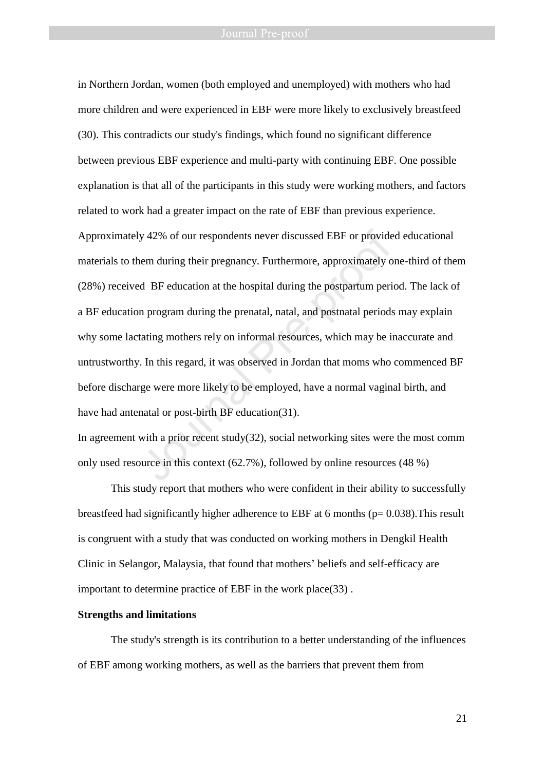in Northern Jordan, women (both employed and unemployed) with mothers who had more children and were experienced in EBF were more likely to exclusively breastfeed (30). This contradicts our study's findings, which found no significant difference between previous EBF experience and multi-party with continuing EBF. One possible explanation is that all of the participants in this study were working mothers, and factors related to work had a greater impact on the rate of EBF than previous experience. Approximately 42% of our respondents never discussed EBF or provided educational materials to them during their pregnancy. Furthermore, approximately one-third of them (28%) received BF education at the hospital during the postpartum period. The lack of a BF education program during the prenatal, natal, and postnatal periods may explain why some lactating mothers rely on informal resources, which may be inaccurate and untrustworthy. In this regard, it was observed in Jordan that moms who commenced BF before discharge were more likely to be employed, have a normal vaginal birth, and have had antenatal or post-birth BF education(31).

In agreement with a prior recent study(32), social networking sites were the most comm only used resource in this context (62.7%), followed by online resources (48 %)

This study report that mothers who were confident in their ability to successfully breastfeed had significantly higher adherence to EBF at 6 months ($p= 0.038$).This result is congruent with a study that was conducted on working mothers in Dengkil Health Clinic in Selangor, Malaysia, that found that mothers' beliefs and self-efficacy are important to determine practice of EBF in the work place(33) .

**Strengths and limitations**

The study's strength is its contribution to a better understanding of the influences of EBF among working mothers, as well as the barriers that prevent them from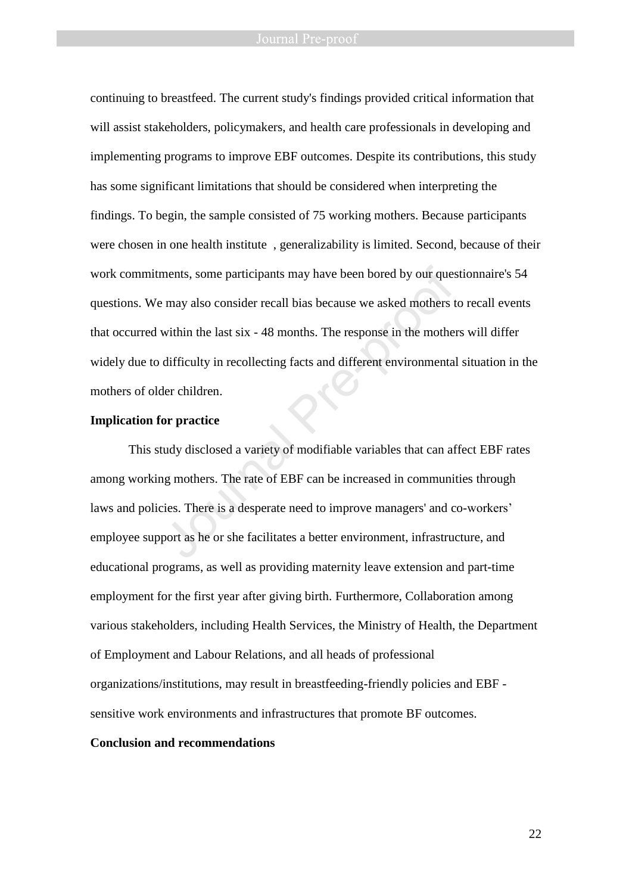continuing to breastfeed. The current study's findings provided critical information that will assist stakeholders, policymakers, and health care professionals in developing and implementing programs to improve EBF outcomes. Despite its contributions, this study has some significant limitations that should be considered when interpreting the findings. To begin, the sample consisted of 75 working mothers. Because participants were chosen in one health institute , generalizability is limited. Second, because of their work commitments, some participants may have been bored by our questionnaire's 54 questions. We may also consider recall bias because we asked mothers to recall events that occurred within the last six - 48 months. The response in the mothers will differ widely due to difficulty in recollecting facts and different environmental situation in the mothers of older children.

**Implication for practice**

This study disclosed a variety of modifiable variables that can affect EBF rates among working mothers. The rate of EBF can be increased in communities through laws and policies. There is a desperate need to improve managers' and co-workers' employee support as he or she facilitates a better environment, infrastructure, and educational programs, as well as providing maternity leave extension and part-time employment for the first year after giving birth. Furthermore, Collaboration among various stakeholders, including Health Services, the Ministry of Health, the Department of Employment and Labour Relations, and all heads of professional organizations/institutions, may result in breastfeeding-friendly policies and EBF - sensitive work environments and infrastructures that promote BF outcomes.

**Conclusion and recommendations**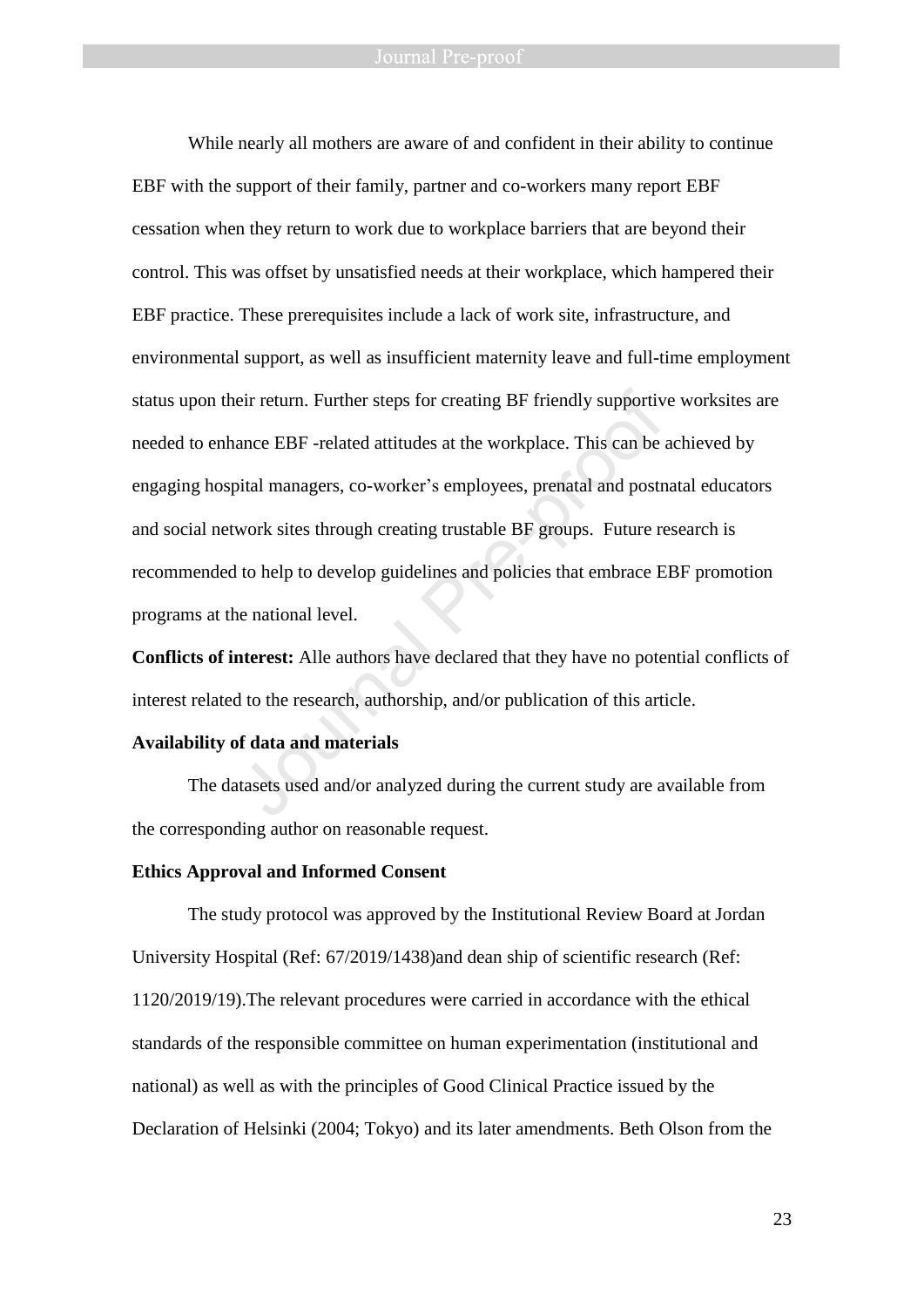While nearly all mothers are aware of and confident in their ability to continue EBF with the support of their family, partner and co-workers many report EBF cessation when they return to work due to workplace barriers that are beyond their control. This was offset by unsatisfied needs at their workplace, which hampered their EBF practice. These prerequisites include a lack of work site, infrastructure, and environmental support, as well as insufficient maternity leave and full-time employment status upon their return. Further steps for creating BF friendly supportive worksites are needed to enhance EBF -related attitudes at the workplace. This can be achieved by engaging hospital managers, co-worker's employees, prenatal and postnatal educators and social network sites through creating trustable BF groups. Future research is recommended to help to develop guidelines and policies that embrace EBF promotion programs at the national level.

**Conflicts of interest:** Alle authors have declared that they have no potential conflicts of interest related to the research, authorship, and/or publication of this article.

**Availability of data and materials**

The datasets used and/or analyzed during the current study are available from the corresponding author on reasonable request.

**Ethics Approval and Informed Consent**

The study protocol was approved by the Institutional Review Board at Jordan University Hospital (Ref: 67/2019/1438)and dean ship of scientific research (Ref: 1120/2019/19).The relevant procedures were carried in accordance with the ethical standards of the responsible committee on human experimentation (institutional and national) as well as with the principles of Good Clinical Practice issued by the Declaration of Helsinki (2004; Tokyo) and its later amendments. Beth Olson from the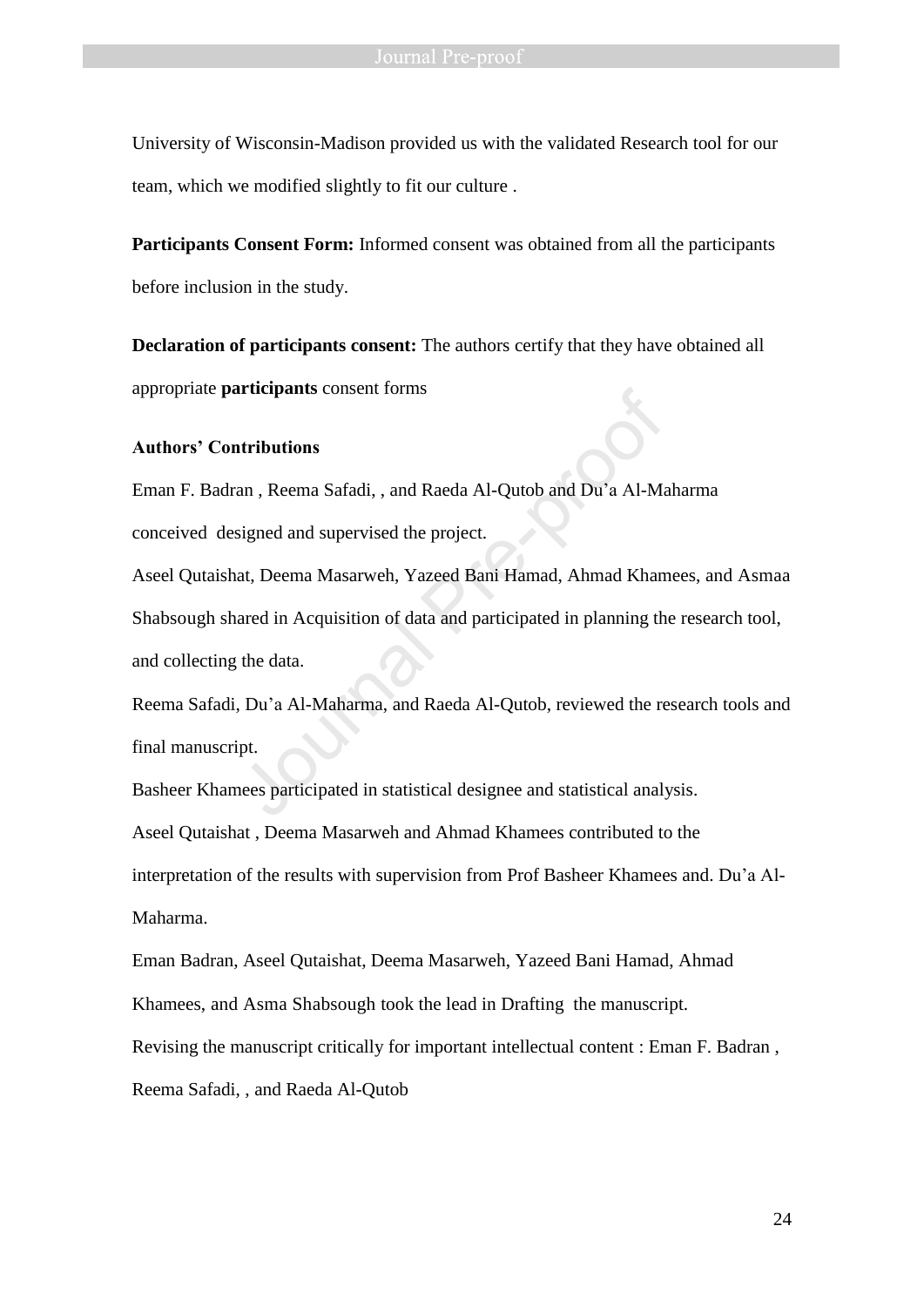University of Wisconsin-Madison provided us with the validated Research tool for our team, which we modified slightly to fit our culture .

**Participants Consent Form:** Informed consent was obtained from all the participants before inclusion in the study.

**Declaration of participants consent:** The authors certify that they have obtained all appropriate **participants** consent forms

**Authors' Contributions**

Eman F. Badran , Reema Safadi, , and Raeda Al-Qutob and Du'a Al-Maharma conceived designed and supervised the project.

Aseel Qutaishat, Deema Masarweh, Yazeed Bani Hamad, Ahmad Khamees, and Asmaa Shabsough shared in Acquisition of data and participated in planning the research tool, and collecting the data.

Reema Safadi, Du'a Al-Maharma, and Raeda Al-Qutob, reviewed the research tools and final manuscript.

Basheer Khamees participated in statistical designee and statistical analysis.

Aseel Qutaishat , Deema Masarweh and Ahmad Khamees contributed to the interpretation of the results with supervision from Prof Basheer Khamees and. Du'a Al-Maharma.

Eman Badran, Aseel Qutaishat, Deema Masarweh, Yazeed Bani Hamad, Ahmad Khamees, and Asma Shabsough took the lead in Drafting the manuscript.

Revising the manuscript critically for important intellectual content : Eman F. Badran , Reema Safadi, , and Raeda Al-Qutob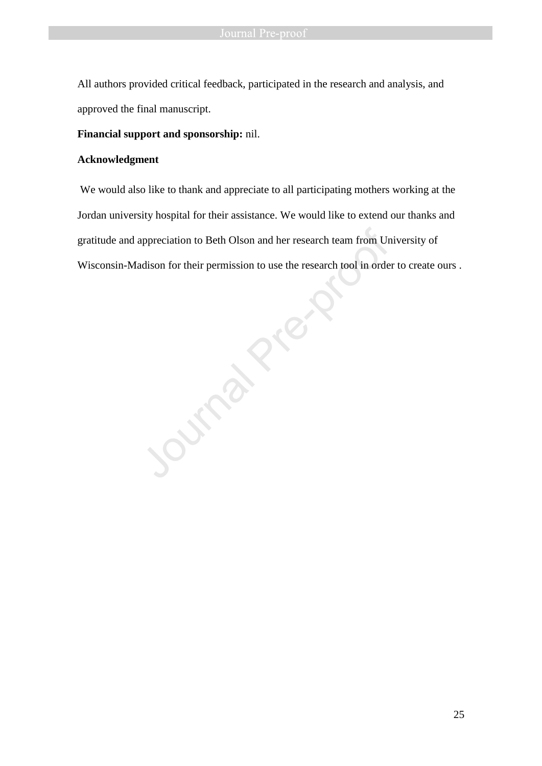All authors provided critical feedback, participated in the research and analysis, and approved the final manuscript.

**Financial support and sponsorship:** nil.

**Acknowledgment**

We would also like to thank and appreciate to all participating mothers working at the Jordan university hospital for their assistance. We would like to extend our thanks and gratitude and appreciation to Beth Olson and her research team from University of Wisconsin-Madison for their permission to use the research tool in order to create ours .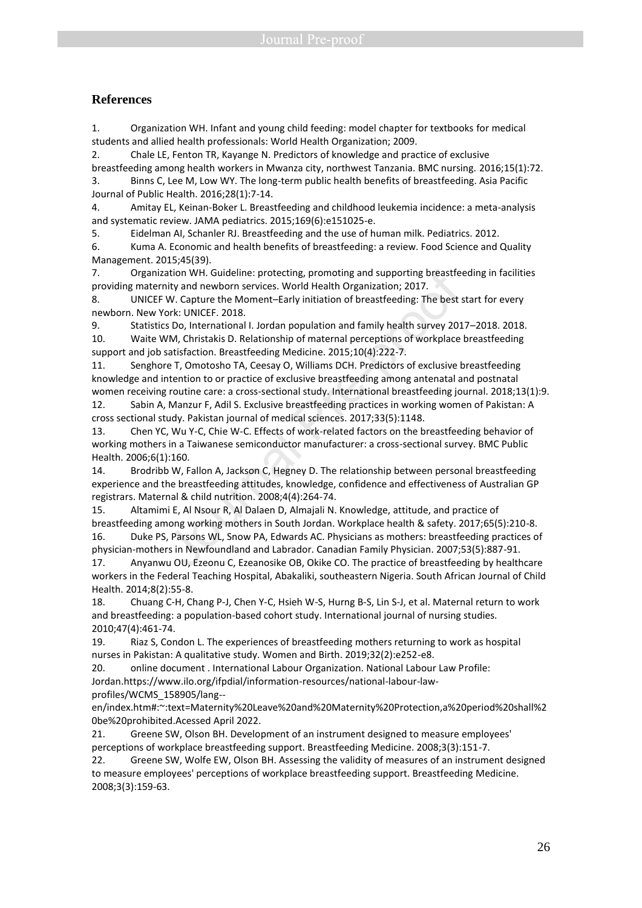## References

1. Organization WH. Infant and young child feeding: model chapter for textbooks for medical students and allied health professionals: World Health Organization; 2009.
2. Chale LE, Fenton TR, Kayange N. Predictors of knowledge and practice of exclusive breastfeeding among health workers in Mwanza city, northwest Tanzania. BMC nursing. 2016;15(1):72.
3. Binns C, Lee M, Low WY. The long-term public health benefits of breastfeeding. Asia Pacific Journal of Public Health. 2016;28(1):7-14.
4. Amitay EL, Keinan-Boker L. Breastfeeding and childhood leukemia incidence: a meta-analysis and systematic review. JAMA pediatrics. 2015;169(6):e151025-e.
5. Eidelman AI, Schanler RJ. Breastfeeding and the use of human milk. Pediatrics. 2012.
6. Kuma A. Economic and health benefits of breastfeeding: a review. Food Science and Quality Management. 2015;45(39).
7. Organization WH. Guideline: protecting, promoting and supporting breastfeeding in facilities providing maternity and newborn services. World Health Organization; 2017.
8. UNICEF W. Capture the Moment–Early initiation of breastfeeding: The best start for every newborn. New York: UNICEF. 2018.
9. Statistics Do, International I. Jordan population and family health survey 2017–2018. 2018.
10. Waite WM, Christakis D. Relationship of maternal perceptions of workplace breastfeeding support and job satisfaction. Breastfeeding Medicine. 2015;10(4):222-7.
11. Senghore T, Omotosho TA, Ceesay O, Williams DCH. Predictors of exclusive breastfeeding knowledge and intention to or practice of exclusive breastfeeding among antenatal and postnatal women receiving routine care: a cross-sectional study. International breastfeeding journal. 2018;13(1):9.
12. Sabin A, Manzur F, Adil S. Exclusive breastfeeding practices in working women of Pakistan: A cross sectional study. Pakistan journal of medical sciences. 2017;33(5):1148.
13. Chen YC, Wu Y-C, Chie W-C. Effects of work-related factors on the breastfeeding behavior of working mothers in a Taiwanese semiconductor manufacturer: a cross-sectional survey. BMC Public Health. 2006;6(1):160.
14. Brodribb W, Fallon A, Jackson C, Hegney D. The relationship between personal breastfeeding experience and the breastfeeding attitudes, knowledge, confidence and effectiveness of Australian GP registrars. Maternal & child nutrition. 2008;4(4):264-74.
15. Altamimi E, Al Nsour R, Al Dalaen D, Almajali N. Knowledge, attitude, and practice of breastfeeding among working mothers in South Jordan. Workplace health & safety. 2017;65(5):210-8.
16. Duke PS, Parsons WL, Snow PA, Edwards AC. Physicians as mothers: breastfeeding practices of physician-mothers in Newfoundland and Labrador. Canadian Family Physician. 2007;53(5):887-91.
17. Anyanwu OU, Ezeonu C, Ezeanosike OB, Okike CO. The practice of breastfeeding by healthcare workers in the Federal Teaching Hospital, Abakaliki, southeastern Nigeria. South African Journal of Child Health. 2014;8(2):55-8.
18. Chuang C-H, Chang P-J, Chen Y-C, Hsieh W-S, Hurng B-S, Lin S-J, et al. Maternal return to work and breastfeeding: a population-based cohort study. International journal of nursing studies. 2010;47(4):461-74.
19. Riaz S, Condon L. The experiences of breastfeeding mothers returning to work as hospital nurses in Pakistan: A qualitative study. Women and Birth. 2019;32(2):e252-e8.
20. online document . International Labour Organization. National Labour Law Profile: Jordan.https://www.ilo.org/ifpdial/information-resources/national-labour-law-profiles/WCMS_158905/lang--en/index.htm#:~:text=Maternity%20Leave%20and%20Maternity%20Protection,a%20period%20shall%20be%20prohibited.Acessed April 2022.
21. Greene SW, Olson BH. Development of an instrument designed to measure employees' perceptions of workplace breastfeeding support. Breastfeeding Medicine. 2008;3(3):151-7.
22. Greene SW, Wolfe EW, Olson BH. Assessing the validity of measures of an instrument designed to measure employees' perceptions of workplace breastfeeding support. Breastfeeding Medicine. 2008;3(3):159-63.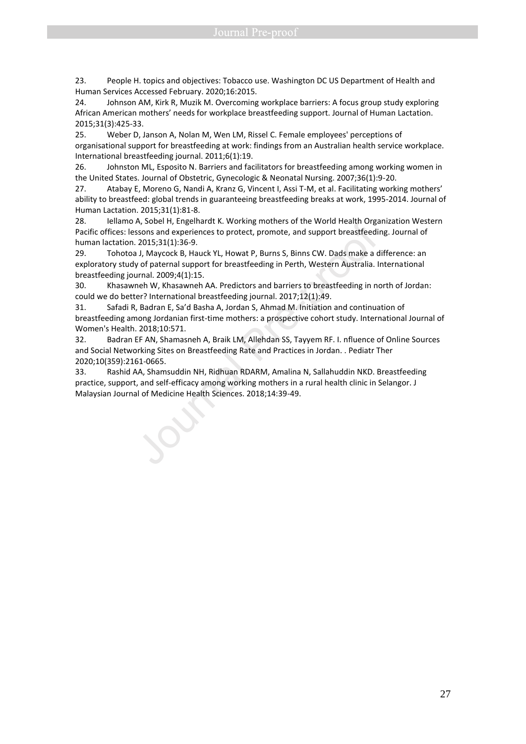23. People H. topics and objectives: Tobacco use. Washington DC US Department of Health and Human Services Accessed February. 2020;16:2015.
24. Johnson AM, Kirk R, Muzik M. Overcoming workplace barriers: A focus group study exploring African American mothers' needs for workplace breastfeeding support. Journal of Human Lactation. 2015;31(3):425-33.
25. Weber D, Janson A, Nolan M, Wen LM, Rissel C. Female employees' perceptions of organisational support for breastfeeding at work: findings from an Australian health service workplace. International breastfeeding journal. 2011;6(1):19.
26. Johnston ML, Esposito N. Barriers and facilitators for breastfeeding among working women in the United States. Journal of Obstetric, Gynecologic & Neonatal Nursing. 2007;36(1):9-20.
27. Atabay E, Moreno G, Nandi A, Kranz G, Vincent I, Assi T-M, et al. Facilitating working mothers' ability to breastfeed: global trends in guaranteeing breastfeeding breaks at work, 1995-2014. Journal of Human Lactation. 2015;31(1):81-8.
28. Iellamo A, Sobel H, Engelhardt K. Working mothers of the World Health Organization Western Pacific offices: lessons and experiences to protect, promote, and support breastfeeding. Journal of human lactation. 2015;31(1):36-9.
29. Tohotoa J, Maycock B, Hauck YL, Howat P, Burns S, Binns CW. Dads make a difference: an exploratory study of paternal support for breastfeeding in Perth, Western Australia. International breastfeeding journal. 2009;4(1):15.
30. Khasawneh W, Khasawneh AA. Predictors and barriers to breastfeeding in north of Jordan: could we do better? International breastfeeding journal. 2017;12(1):49.
31. Safadi R, Badran E, Sa'd Basha A, Jordan S, Ahmad M. Initiation and continuation of breastfeeding among Jordanian first-time mothers: a prospective cohort study. International Journal of Women's Health. 2018;10:571.
32. Badran EF AN, Shamasneh A, Braik LM, Allehdan SS, Tayyem RF. I. nfluence of Online Sources and Social Networking Sites on Breastfeeding Rate and Practices in Jordan. . Pediatr Ther 2020;10(359):2161-0665.
33. Rashid AA, Shamsuddin NH, Ridhuan RDARM, Amalina N, Sallahuddin NKD. Breastfeeding practice, support, and self-efficacy among working mothers in a rural health clinic in Selangor. J Malaysian Journal of Medicine Health Sciences. 2018;14:39-49.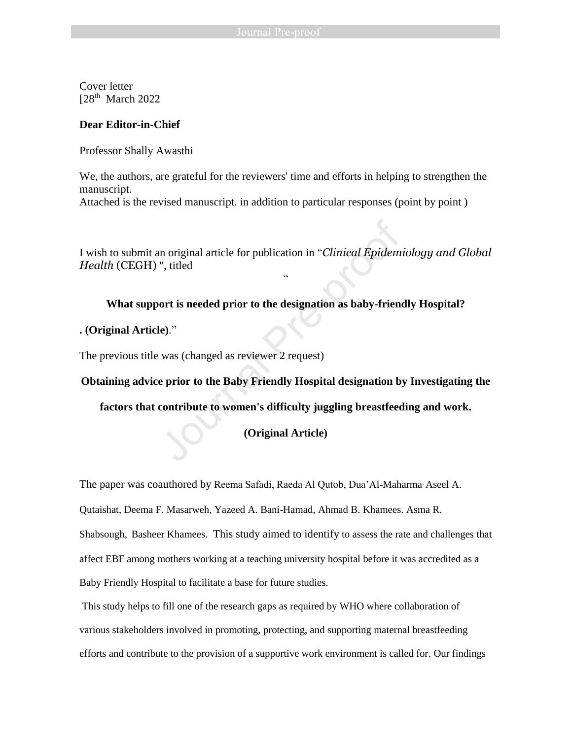Cover letter
[28th March 2022

**Dear Editor-in-Chief**

Professor Shally Awasthi

We, the authors, are grateful for the reviewers' time and efforts in helping to strengthen the manuscript.
Attached is the revised manuscript. in addition to particular responses (point by point )

I wish to submit an original article for publication in "*Clinical Epidemiology and Global Health* (CEGH) ", titled

"

**What support is needed prior to the designation as baby-friendly Hospital?**

**. (Original Article)**."

The previous title was (changed as reviewer 2 request)

**Obtaining advice prior to the Baby Friendly Hospital designation by Investigating the factors that contribute to women's difficulty juggling breastfeeding and work.**

**(Original Article)**

The paper was coauthored by Reema Safadi, Raeda Al Qutob, Dua'Al-Maharma, Aseel A. Qutaishat, Deema F. Masarweh, Yazeed A. Bani-Hamad, Ahmad B. Khamees. Asma R. Shabsough, Basheer Khamees. This study aimed to identify to assess the rate and challenges that affect EBF among mothers working at a teaching university hospital before it was accredited as a Baby Friendly Hospital to facilitate a base for future studies.

This study helps to fill one of the research gaps as required by WHO where collaboration of various stakeholders involved in promoting, protecting, and supporting maternal breastfeeding efforts and contribute to the provision of a supportive work environment is called for. Our findings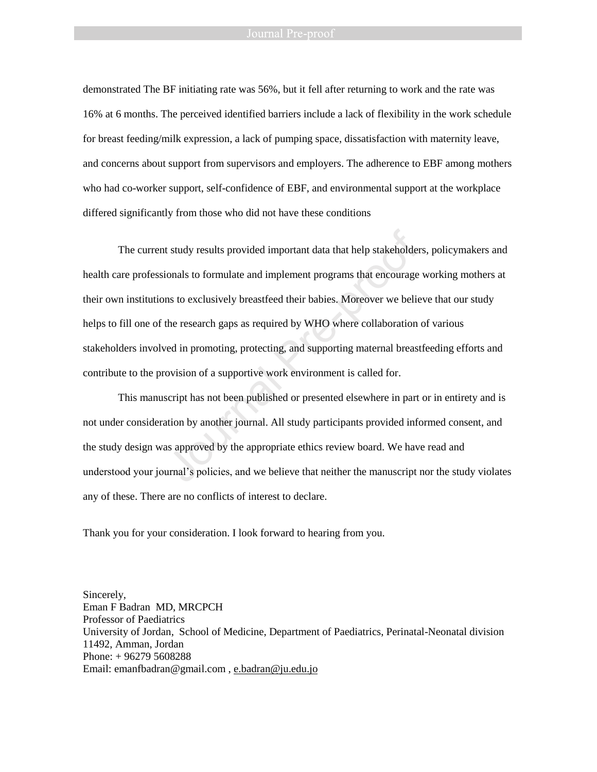demonstrated The BF initiating rate was 56%, but it fell after returning to work and the rate was 16% at 6 months. The perceived identified barriers include a lack of flexibility in the work schedule for breast feeding/milk expression, a lack of pumping space, dissatisfaction with maternity leave, and concerns about support from supervisors and employers. The adherence to EBF among mothers who had co-worker support, self-confidence of EBF, and environmental support at the workplace differed significantly from those who did not have these conditions

The current study results provided important data that help stakeholders, policymakers and health care professionals to formulate and implement programs that encourage working mothers at their own institutions to exclusively breastfeed their babies. Moreover we believe that our study helps to fill one of the research gaps as required by WHO where collaboration of various stakeholders involved in promoting, protecting, and supporting maternal breastfeeding efforts and contribute to the provision of a supportive work environment is called for.

This manuscript has not been published or presented elsewhere in part or in entirety and is not under consideration by another journal. All study participants provided informed consent, and the study design was approved by the appropriate ethics review board. We have read and understood your journal's policies, and we believe that neither the manuscript nor the study violates any of these. There are no conflicts of interest to declare.

Thank you for your consideration. I look forward to hearing from you.

Sincerely,
Eman F Badran MD, MRCPCH
Professor of Paediatrics
University of Jordan, School of Medicine, Department of Paediatrics, Perinatal-Neonatal division
11492, Amman, Jordan
Phone: + 96279 5608288
Email: emanfbadran@gmail.com , e.badran@ju.edu.jo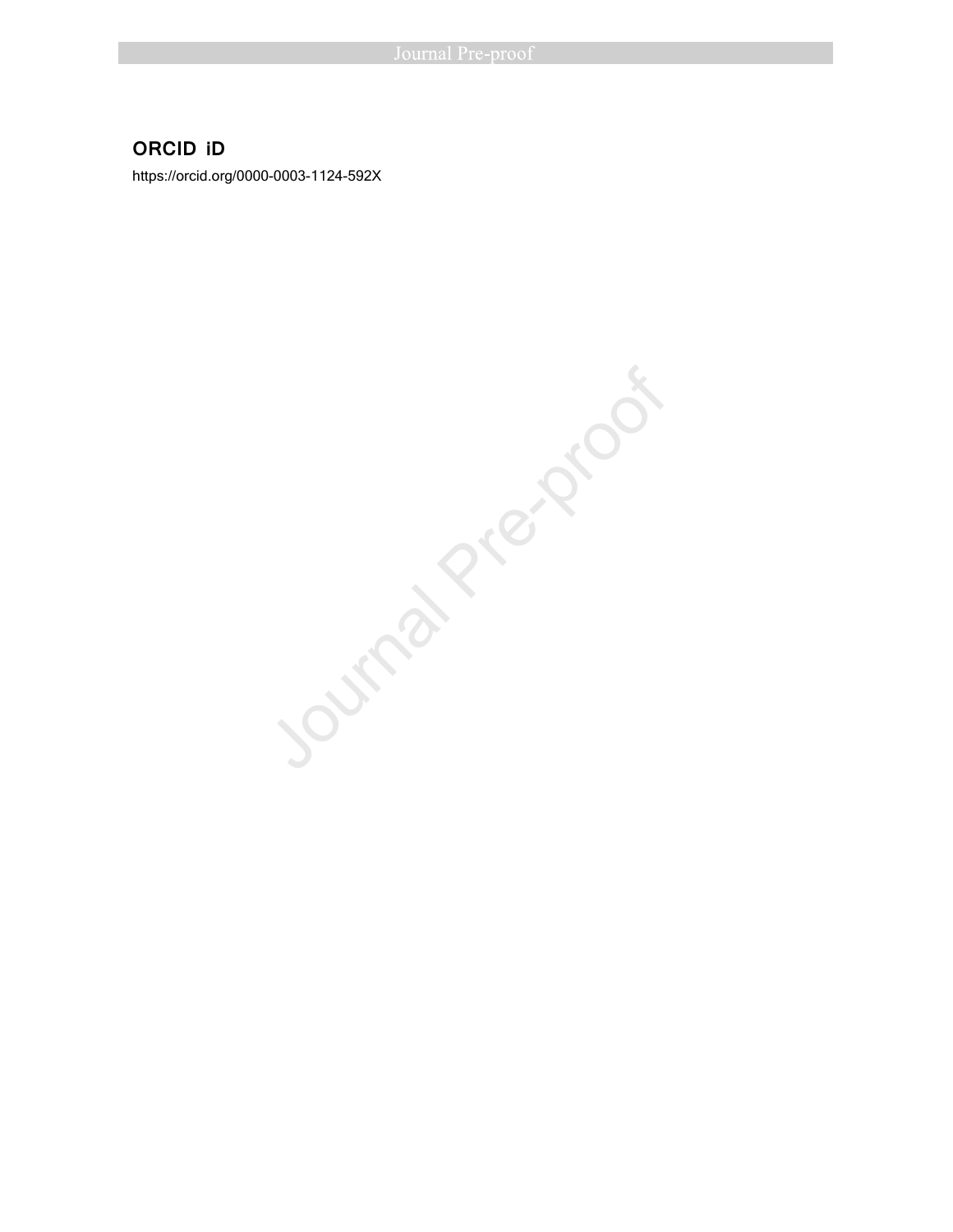## ORCID iD

https://orcid.org/0000-0003-1124-592X